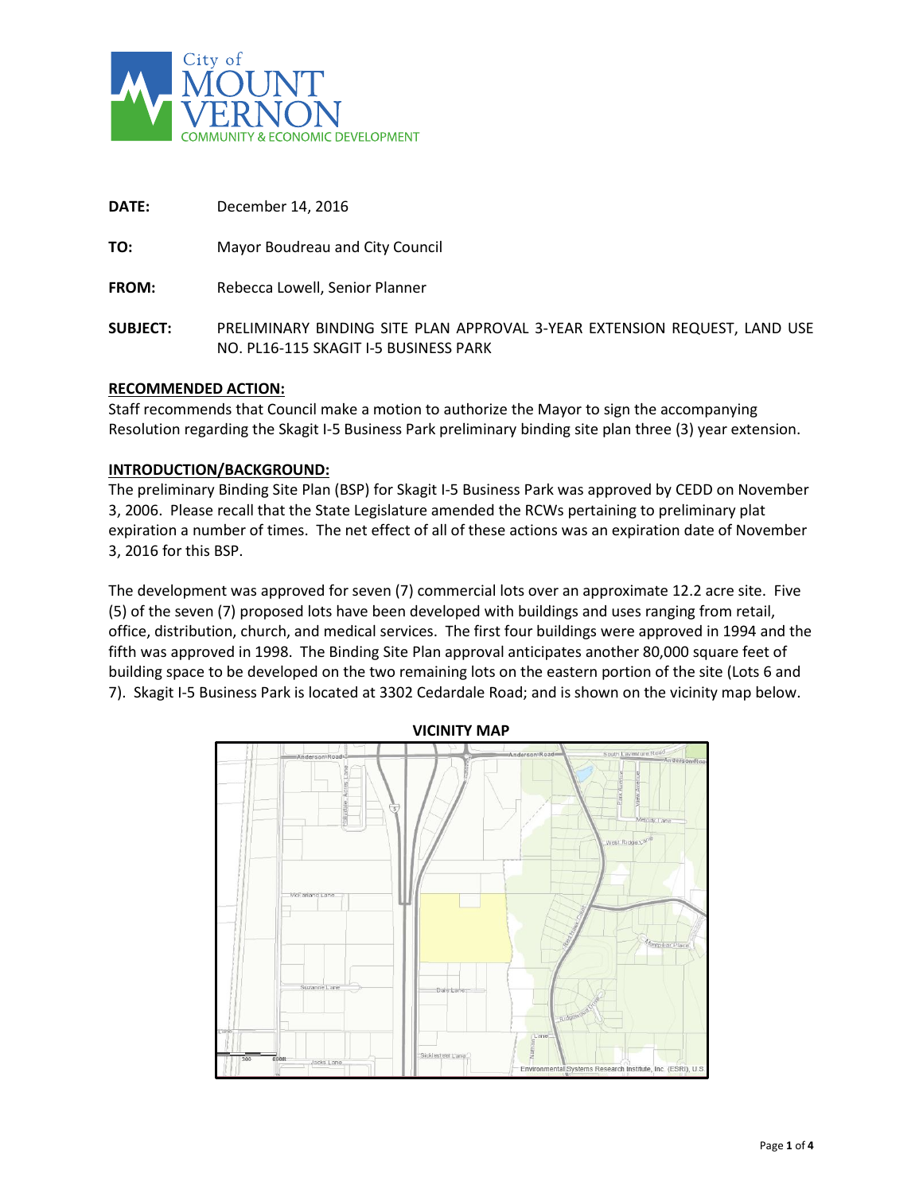City of
MOUNT
VERNON
COMMUNITY & ECONOMIC DEVELOPMENT

**DATE:** December 14, 2016

**TO:** Mayor Boudreau and City Council

**FROM:** Rebecca Lowell, Senior Planner

**SUBJECT:** PRELIMINARY BINDING SITE PLAN APPROVAL 3-YEAR EXTENSION REQUEST, LAND USE NO. PL16-115 SKAGIT I-5 BUSINESS PARK

**RECOMMENDED ACTION:**

Staff recommends that Council make a motion to authorize the Mayor to sign the accompanying Resolution regarding the Skagit I-5 Business Park preliminary binding site plan three (3) year extension.

**INTRODUCTION/BACKGROUND:**

The preliminary Binding Site Plan (BSP) for Skagit I-5 Business Park was approved by CEDD on November 3, 2006. Please recall that the State Legislature amended the RCWs pertaining to preliminary plat expiration a number of times. The net effect of all of these actions was an expiration date of November 3, 2016 for this BSP.

The development was approved for seven (7) commercial lots over an approximate 12.2 acre site. Five (5) of the seven (7) proposed lots have been developed with buildings and uses ranging from retail, office, distribution, church, and medical services. The first four buildings were approved in 1994 and the fifth was approved in 1998. The Binding Site Plan approval anticipates another 80,000 square feet of building space to be developed on the two remaining lots on the eastern portion of the site (Lots 6 and 7). Skagit I-5 Business Park is located at 3302 Cedardale Road; and is shown on the vicinity map below.

**VICINITY MAP**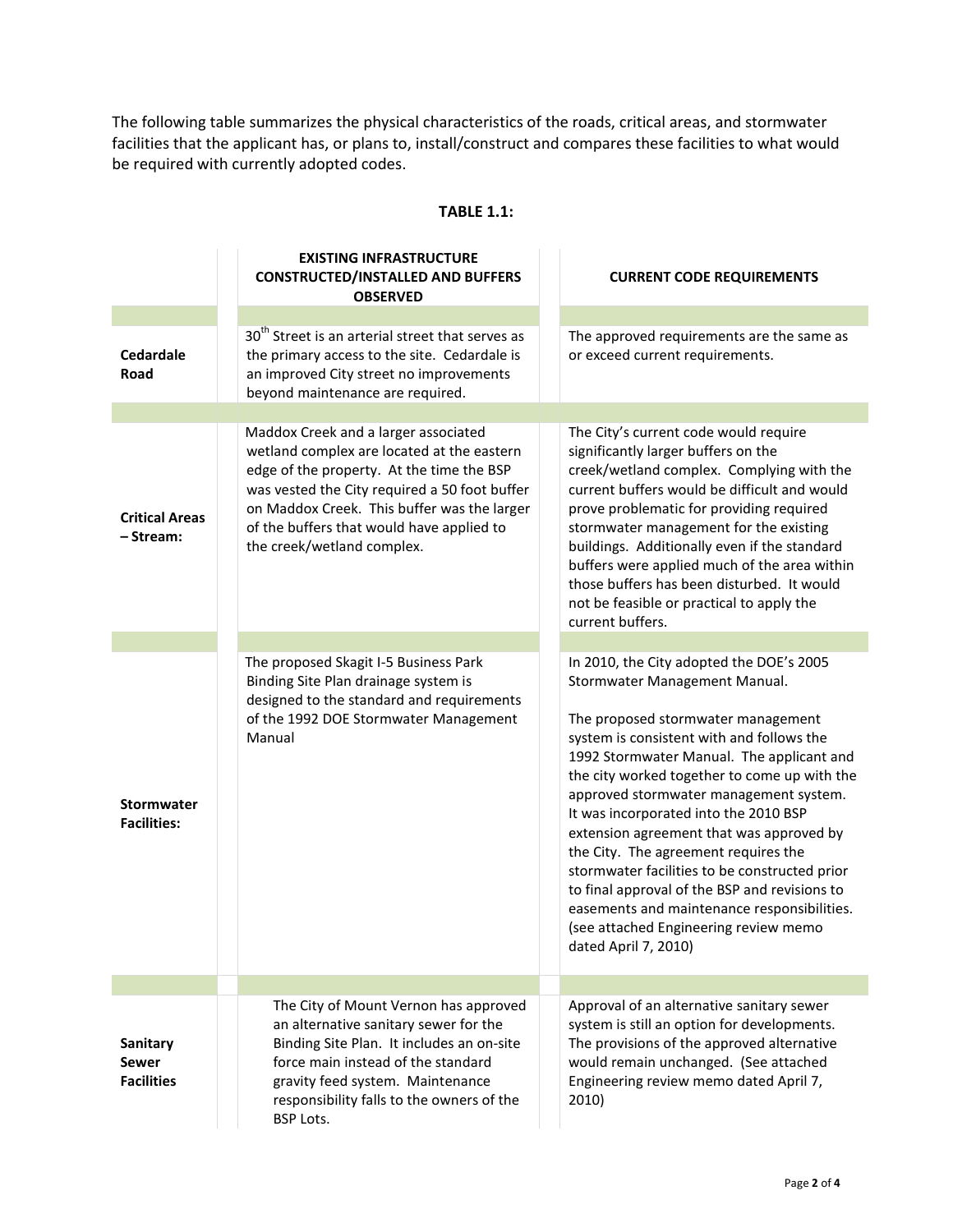The following table summarizes the physical characteristics of the roads, critical areas, and stormwater facilities that the applicant has, or plans to, install/construct and compares these facilities to what would be required with currently adopted codes.

**TABLE 1.1:**

| | EXISTING INFRASTRUCTURE CONSTRUCTED/INSTALLED AND BUFFERS OBSERVED | CURRENT CODE REQUIREMENTS |
|---|---|---|
| **Cedardale Road** | 30th Street is an arterial street that serves as the primary access to the site. Cedardale is an improved City street no improvements beyond maintenance are required. | The approved requirements are the same as or exceed current requirements. |
| **Critical Areas – Stream:** | Maddox Creek and a larger associated wetland complex are located at the eastern edge of the property. At the time the BSP was vested the City required a 50 foot buffer on Maddox Creek. This buffer was the larger of the buffers that would have applied to the creek/wetland complex. | The City's current code would require significantly larger buffers on the creek/wetland complex. Complying with the current buffers would be difficult and would prove problematic for providing required stormwater management for the existing buildings. Additionally even if the standard buffers were applied much of the area within those buffers has been disturbed. It would not be feasible or practical to apply the current buffers. |
| **Stormwater Facilities:** | The proposed Skagit I-5 Business Park Binding Site Plan drainage system is designed to the standard and requirements of the 1992 DOE Stormwater Management Manual | In 2010, the City adopted the DOE's 2005 Stormwater Management Manual.<br><br>The proposed stormwater management system is consistent with and follows the 1992 Stormwater Manual. The applicant and the city worked together to come up with the approved stormwater management system. It was incorporated into the 2010 BSP extension agreement that was approved by the City. The agreement requires the stormwater facilities to be constructed prior to final approval of the BSP and revisions to easements and maintenance responsibilities. (see attached Engineering review memo dated April 7, 2010) |
| **Sanitary Sewer Facilities** | The City of Mount Vernon has approved an alternative sanitary sewer for the Binding Site Plan. It includes an on-site force main instead of the standard gravity feed system. Maintenance responsibility falls to the owners of the BSP Lots. | Approval of an alternative sanitary sewer system is still an option for developments. The provisions of the approved alternative would remain unchanged. (See attached Engineering review memo dated April 7, 2010) |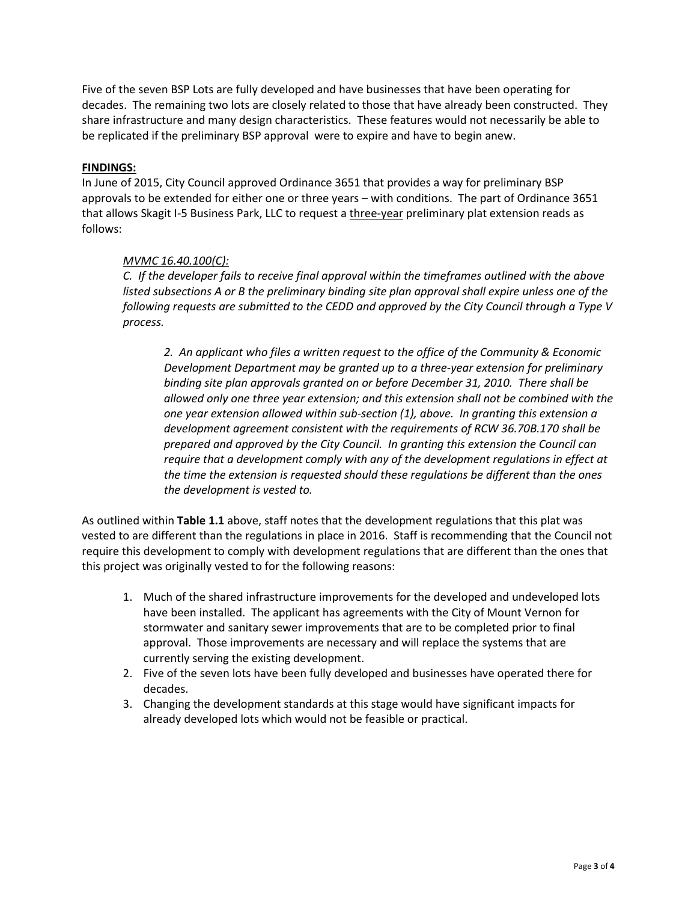Five of the seven BSP Lots are fully developed and have businesses that have been operating for decades. The remaining two lots are closely related to those that have already been constructed. They share infrastructure and many design characteristics. These features would not necessarily be able to be replicated if the preliminary BSP approval were to expire and have to begin anew.

**FINDINGS:**

In June of 2015, City Council approved Ordinance 3651 that provides a way for preliminary BSP approvals to be extended for either one or three years – with conditions. The part of Ordinance 3651 that allows Skagit I-5 Business Park, LLC to request a three-year preliminary plat extension reads as follows:

> *MVMC 16.40.100(C):*
>
> *C. If the developer fails to receive final approval within the timeframes outlined with the above listed subsections A or B the preliminary binding site plan approval shall expire unless one of the following requests are submitted to the CEDD and approved by the City Council through a Type V process.*
>
> > *2. An applicant who files a written request to the office of the Community & Economic Development Department may be granted up to a three-year extension for preliminary binding site plan approvals granted on or before December 31, 2010. There shall be allowed only one three year extension; and this extension shall not be combined with the one year extension allowed within sub-section (1), above. In granting this extension a development agreement consistent with the requirements of RCW 36.70B.170 shall be prepared and approved by the City Council. In granting this extension the Council can require that a development comply with any of the development regulations in effect at the time the extension is requested should these regulations be different than the ones the development is vested to.*

As outlined within **Table 1.1** above, staff notes that the development regulations that this plat was vested to are different than the regulations in place in 2016. Staff is recommending that the Council not require this development to comply with development regulations that are different than the ones that this project was originally vested to for the following reasons:

1. Much of the shared infrastructure improvements for the developed and undeveloped lots have been installed. The applicant has agreements with the City of Mount Vernon for stormwater and sanitary sewer improvements that are to be completed prior to final approval. Those improvements are necessary and will replace the systems that are currently serving the existing development.
2. Five of the seven lots have been fully developed and businesses have operated there for decades.
3. Changing the development standards at this stage would have significant impacts for already developed lots which would not be feasible or practical.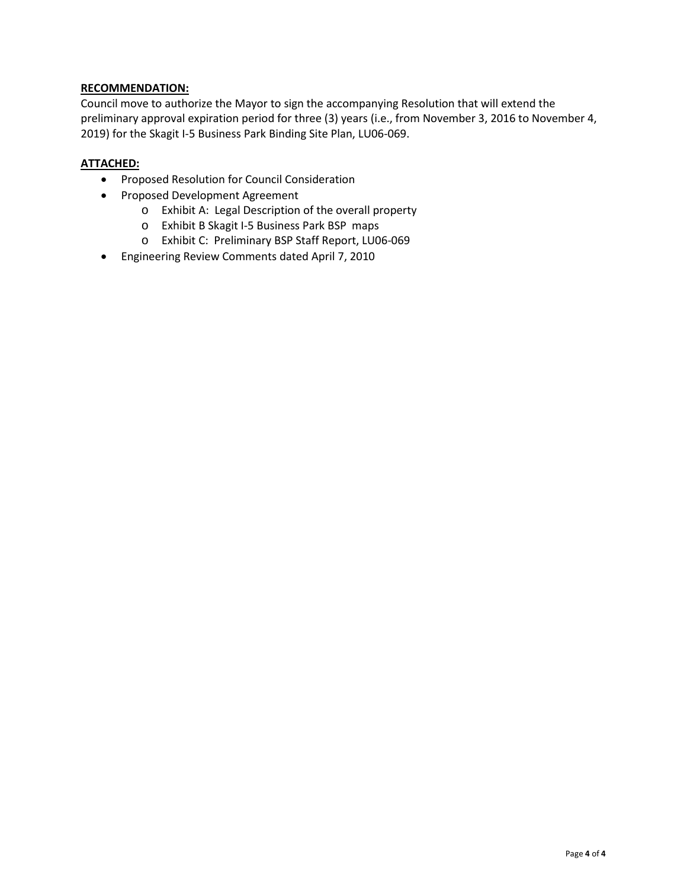**RECOMMENDATION:**

Council move to authorize the Mayor to sign the accompanying Resolution that will extend the preliminary approval expiration period for three (3) years (i.e., from November 3, 2016 to November 4, 2019) for the Skagit I-5 Business Park Binding Site Plan, LU06-069.

**ATTACHED:**

- Proposed Resolution for Council Consideration
- Proposed Development Agreement
  - Exhibit A: Legal Description of the overall property
  - Exhibit B Skagit I-5 Business Park BSP maps
  - Exhibit C: Preliminary BSP Staff Report, LU06-069
- Engineering Review Comments dated April 7, 2010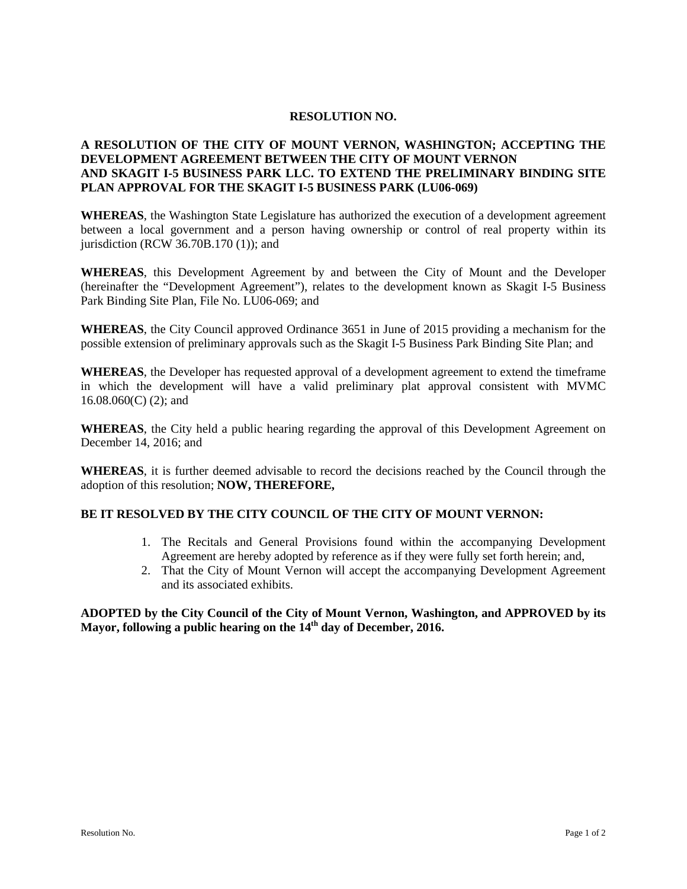**RESOLUTION NO.**

**A RESOLUTION OF THE CITY OF MOUNT VERNON, WASHINGTON; ACCEPTING THE DEVELOPMENT AGREEMENT BETWEEN THE CITY OF MOUNT VERNON AND SKAGIT I-5 BUSINESS PARK LLC. TO EXTEND THE PRELIMINARY BINDING SITE PLAN APPROVAL FOR THE SKAGIT I-5 BUSINESS PARK (LU06-069)**

**WHEREAS**, the Washington State Legislature has authorized the execution of a development agreement between a local government and a person having ownership or control of real property within its jurisdiction (RCW 36.70B.170 (1)); and

**WHEREAS**, this Development Agreement by and between the City of Mount and the Developer (hereinafter the "Development Agreement"), relates to the development known as Skagit I-5 Business Park Binding Site Plan, File No. LU06-069; and

**WHEREAS**, the City Council approved Ordinance 3651 in June of 2015 providing a mechanism for the possible extension of preliminary approvals such as the Skagit I-5 Business Park Binding Site Plan; and

**WHEREAS**, the Developer has requested approval of a development agreement to extend the timeframe in which the development will have a valid preliminary plat approval consistent with MVMC 16.08.060(C) (2); and

**WHEREAS**, the City held a public hearing regarding the approval of this Development Agreement on December 14, 2016; and

**WHEREAS**, it is further deemed advisable to record the decisions reached by the Council through the adoption of this resolution; **NOW, THEREFORE,**

**BE IT RESOLVED BY THE CITY COUNCIL OF THE CITY OF MOUNT VERNON:**

1. The Recitals and General Provisions found within the accompanying Development Agreement are hereby adopted by reference as if they were fully set forth herein; and,
2. That the City of Mount Vernon will accept the accompanying Development Agreement and its associated exhibits.

**ADOPTED by the City Council of the City of Mount Vernon, Washington, and APPROVED by its Mayor, following a public hearing on the 14th day of December, 2016.**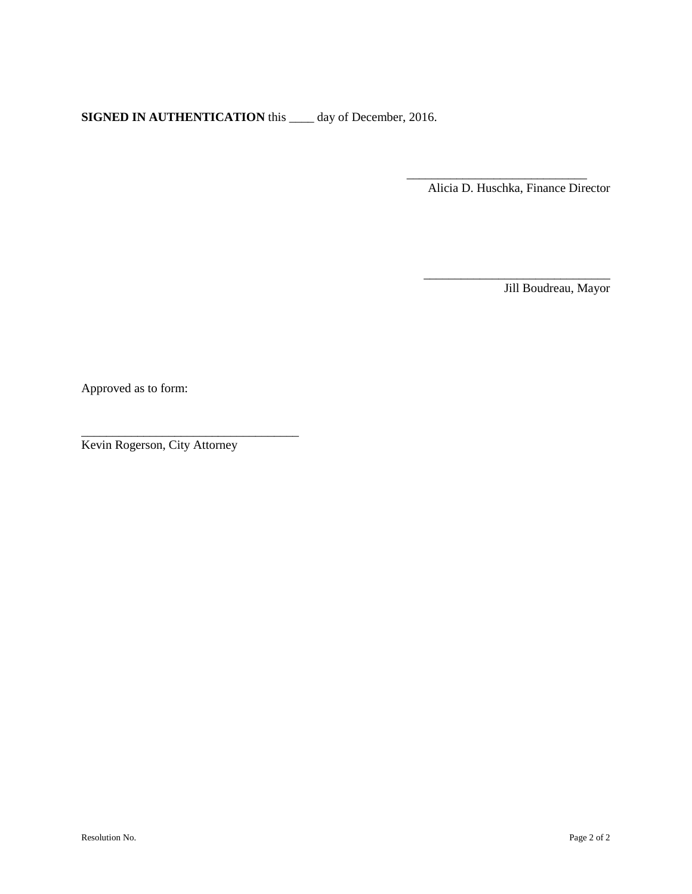**SIGNED IN AUTHENTICATION** this ____ day of December, 2016.

_____________________________
Alicia D. Huschka, Finance Director

_____________________________
Jill Boudreau, Mayor

Approved as to form:

___________________________________
Kevin Rogerson, City Attorney

Resolution No.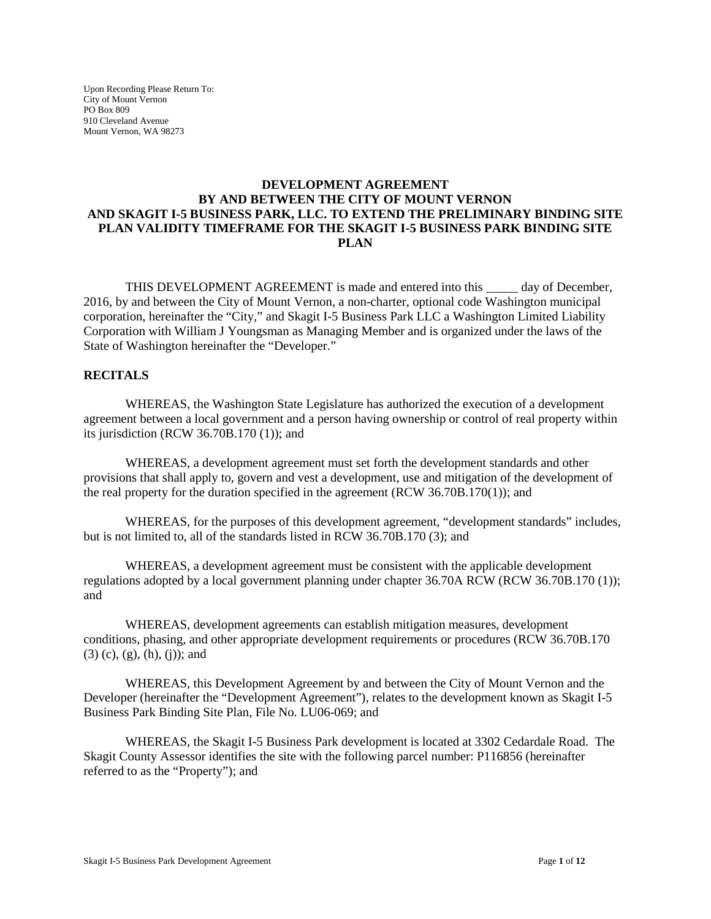Upon Recording Please Return To:
City of Mount Vernon
PO Box 809
910 Cleveland Avenue
Mount Vernon, WA 98273

# DEVELOPMENT AGREEMENT BY AND BETWEEN THE CITY OF MOUNT VERNON AND SKAGIT I-5 BUSINESS PARK, LLC. TO EXTEND THE PRELIMINARY BINDING SITE PLAN VALIDITY TIMEFRAME FOR THE SKAGIT I-5 BUSINESS PARK BINDING SITE PLAN

THIS DEVELOPMENT AGREEMENT is made and entered into this _____ day of December, 2016, by and between the City of Mount Vernon, a non-charter, optional code Washington municipal corporation, hereinafter the "City," and Skagit I-5 Business Park LLC a Washington Limited Liability Corporation with William J Youngsman as Managing Member and is organized under the laws of the State of Washington hereinafter the "Developer."

## RECITALS

WHEREAS, the Washington State Legislature has authorized the execution of a development agreement between a local government and a person having ownership or control of real property within its jurisdiction (RCW 36.70B.170 (1)); and

WHEREAS, a development agreement must set forth the development standards and other provisions that shall apply to, govern and vest a development, use and mitigation of the development of the real property for the duration specified in the agreement (RCW 36.70B.170(1)); and

WHEREAS, for the purposes of this development agreement, "development standards" includes, but is not limited to, all of the standards listed in RCW 36.70B.170 (3); and

WHEREAS, a development agreement must be consistent with the applicable development regulations adopted by a local government planning under chapter 36.70A RCW (RCW 36.70B.170 (1)); and

WHEREAS, development agreements can establish mitigation measures, development conditions, phasing, and other appropriate development requirements or procedures (RCW 36.70B.170 (3) (c), (g), (h), (j)); and

WHEREAS, this Development Agreement by and between the City of Mount Vernon and the Developer (hereinafter the "Development Agreement"), relates to the development known as Skagit I-5 Business Park Binding Site Plan, File No. LU06-069; and

WHEREAS, the Skagit I-5 Business Park development is located at 3302 Cedardale Road. The Skagit County Assessor identifies the site with the following parcel number: P116856 (hereinafter referred to as the "Property"); and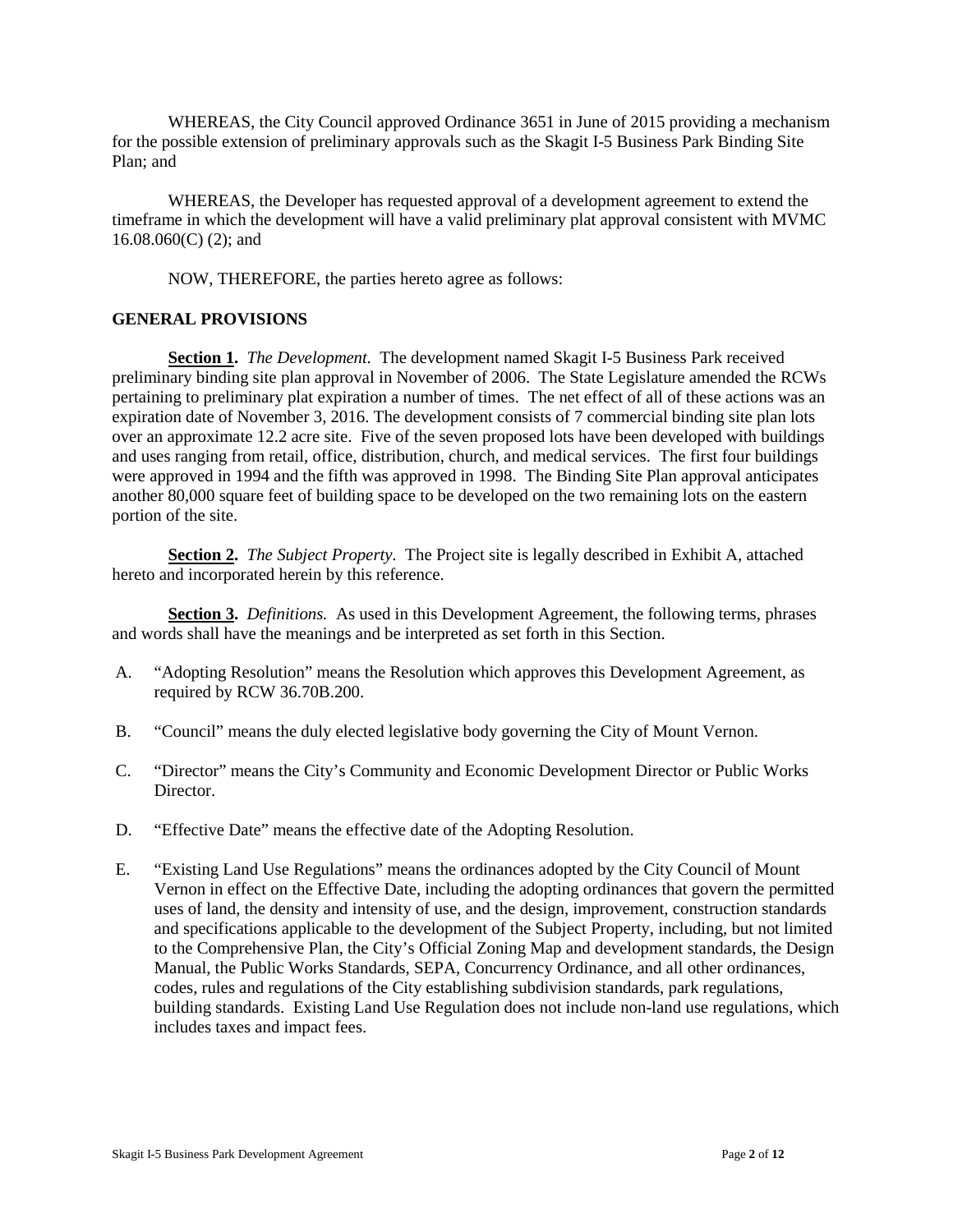WHEREAS, the City Council approved Ordinance 3651 in June of 2015 providing a mechanism for the possible extension of preliminary approvals such as the Skagit I-5 Business Park Binding Site Plan; and

WHEREAS, the Developer has requested approval of a development agreement to extend the timeframe in which the development will have a valid preliminary plat approval consistent with MVMC 16.08.060(C) (2); and

NOW, THEREFORE, the parties hereto agree as follows:

## GENERAL PROVISIONS

**Section 1.** *The Development.* The development named Skagit I-5 Business Park received preliminary binding site plan approval in November of 2006. The State Legislature amended the RCWs pertaining to preliminary plat expiration a number of times. The net effect of all of these actions was an expiration date of November 3, 2016. The development consists of 7 commercial binding site plan lots over an approximate 12.2 acre site. Five of the seven proposed lots have been developed with buildings and uses ranging from retail, office, distribution, church, and medical services. The first four buildings were approved in 1994 and the fifth was approved in 1998. The Binding Site Plan approval anticipates another 80,000 square feet of building space to be developed on the two remaining lots on the eastern portion of the site.

**Section 2.** *The Subject Property.* The Project site is legally described in Exhibit A, attached hereto and incorporated herein by this reference.

**Section 3.** *Definitions.* As used in this Development Agreement, the following terms, phrases and words shall have the meanings and be interpreted as set forth in this Section.

A. "Adopting Resolution" means the Resolution which approves this Development Agreement, as required by RCW 36.70B.200.

B. "Council" means the duly elected legislative body governing the City of Mount Vernon.

C. "Director" means the City's Community and Economic Development Director or Public Works Director.

D. "Effective Date" means the effective date of the Adopting Resolution.

E. "Existing Land Use Regulations" means the ordinances adopted by the City Council of Mount Vernon in effect on the Effective Date, including the adopting ordinances that govern the permitted uses of land, the density and intensity of use, and the design, improvement, construction standards and specifications applicable to the development of the Subject Property, including, but not limited to the Comprehensive Plan, the City's Official Zoning Map and development standards, the Design Manual, the Public Works Standards, SEPA, Concurrency Ordinance, and all other ordinances, codes, rules and regulations of the City establishing subdivision standards, park regulations, building standards. Existing Land Use Regulation does not include non-land use regulations, which includes taxes and impact fees.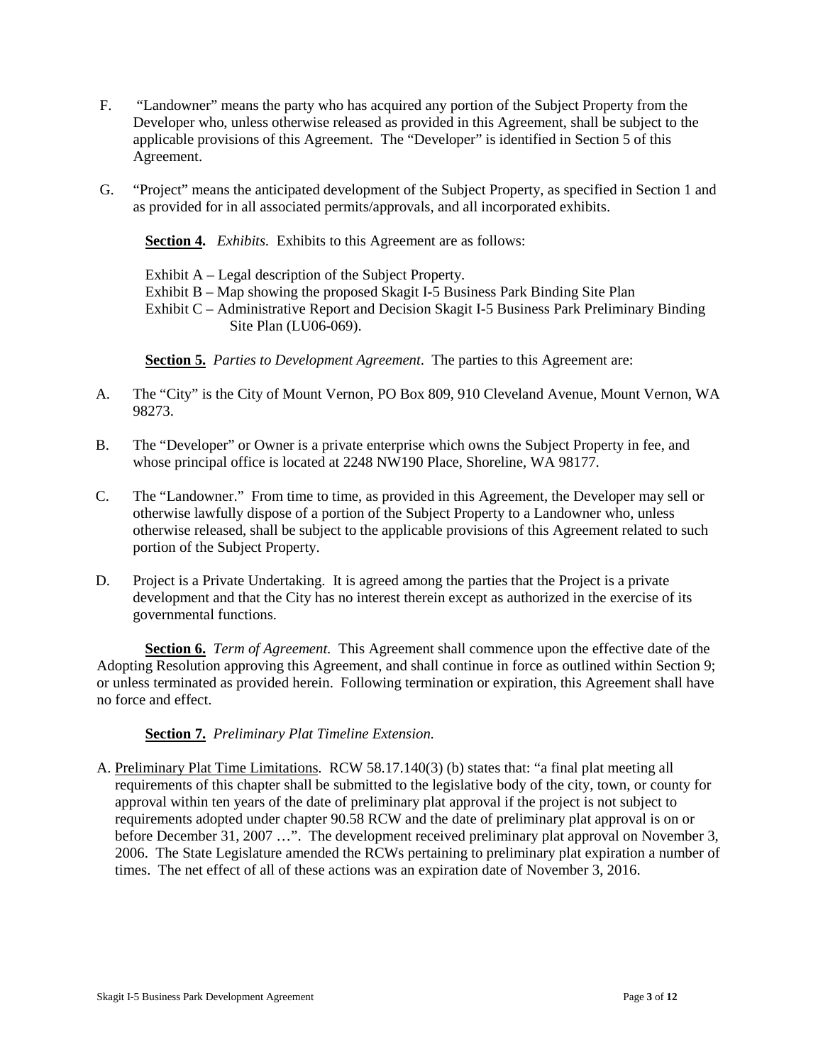F. "Landowner" means the party who has acquired any portion of the Subject Property from the Developer who, unless otherwise released as provided in this Agreement, shall be subject to the applicable provisions of this Agreement. The "Developer" is identified in Section 5 of this Agreement.

G. "Project" means the anticipated development of the Subject Property, as specified in Section 1 and as provided for in all associated permits/approvals, and all incorporated exhibits.

**Section 4.** *Exhibits.* Exhibits to this Agreement are as follows:

Exhibit A – Legal description of the Subject Property.
Exhibit B – Map showing the proposed Skagit I-5 Business Park Binding Site Plan
Exhibit C – Administrative Report and Decision Skagit I-5 Business Park Preliminary Binding Site Plan (LU06-069).

**Section 5.** *Parties to Development Agreement*. The parties to this Agreement are:

A. The "City" is the City of Mount Vernon, PO Box 809, 910 Cleveland Avenue, Mount Vernon, WA 98273.

B. The "Developer" or Owner is a private enterprise which owns the Subject Property in fee, and whose principal office is located at 2248 NW190 Place, Shoreline, WA 98177.

C. The "Landowner." From time to time, as provided in this Agreement, the Developer may sell or otherwise lawfully dispose of a portion of the Subject Property to a Landowner who, unless otherwise released, shall be subject to the applicable provisions of this Agreement related to such portion of the Subject Property.

D. Project is a Private Undertaking. It is agreed among the parties that the Project is a private development and that the City has no interest therein except as authorized in the exercise of its governmental functions.

**Section 6.** *Term of Agreement.* This Agreement shall commence upon the effective date of the Adopting Resolution approving this Agreement, and shall continue in force as outlined within Section 9; or unless terminated as provided herein. Following termination or expiration, this Agreement shall have no force and effect.

**Section 7.** *Preliminary Plat Timeline Extension.*

A. Preliminary Plat Time Limitations. RCW 58.17.140(3) (b) states that: "a final plat meeting all requirements of this chapter shall be submitted to the legislative body of the city, town, or county for approval within ten years of the date of preliminary plat approval if the project is not subject to requirements adopted under chapter 90.58 RCW and the date of preliminary plat approval is on or before December 31, 2007 …". The development received preliminary plat approval on November 3, 2006. The State Legislature amended the RCWs pertaining to preliminary plat expiration a number of times. The net effect of all of these actions was an expiration date of November 3, 2016.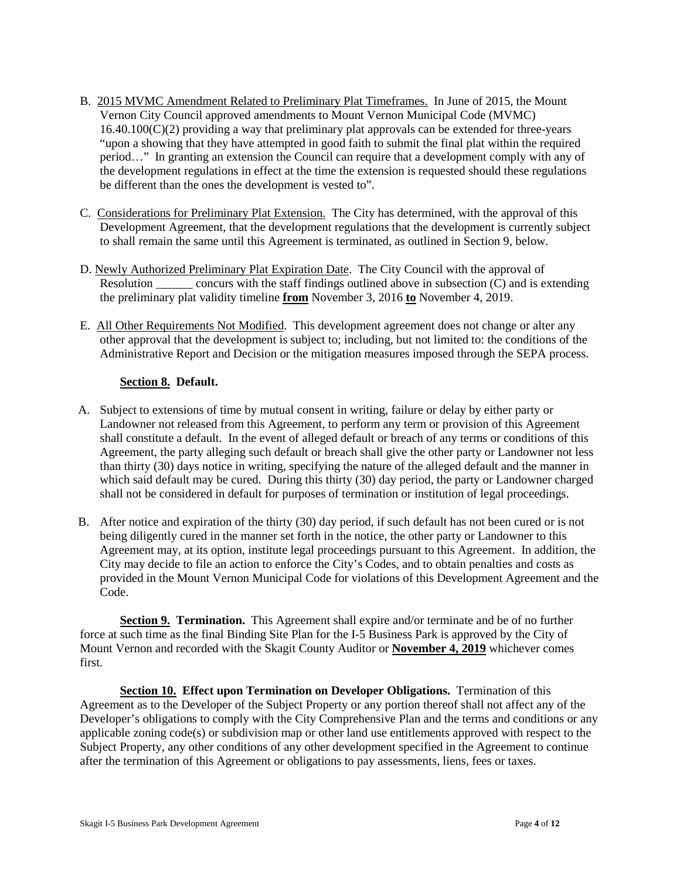B. <u>2015 MVMC Amendment Related to Preliminary Plat Timeframes.</u> In June of 2015, the Mount Vernon City Council approved amendments to Mount Vernon Municipal Code (MVMC) 16.40.100(C)(2) providing a way that preliminary plat approvals can be extended for three-years "upon a showing that they have attempted in good faith to submit the final plat within the required period…" In granting an extension the Council can require that a development comply with any of the development regulations in effect at the time the extension is requested should these regulations be different than the ones the development is vested to".

C. <u>Considerations for Preliminary Plat Extension.</u> The City has determined, with the approval of this Development Agreement, that the development regulations that the development is currently subject to shall remain the same until this Agreement is terminated, as outlined in Section 9, below.

D. <u>Newly Authorized Preliminary Plat Expiration Date</u>. The City Council with the approval of Resolution ______ concurs with the staff findings outlined above in subsection (C) and is extending the preliminary plat validity timeline <u>**from**</u> November 3, 2016 <u>**to**</u> November 4, 2019.

E. <u>All Other Requirements Not Modified</u>. This development agreement does not change or alter any other approval that the development is subject to; including, but not limited to: the conditions of the Administrative Report and Decision or the mitigation measures imposed through the SEPA process.

**<u>Section 8.</u> Default.**

A. Subject to extensions of time by mutual consent in writing, failure or delay by either party or Landowner not released from this Agreement, to perform any term or provision of this Agreement shall constitute a default. In the event of alleged default or breach of any terms or conditions of this Agreement, the party alleging such default or breach shall give the other party or Landowner not less than thirty (30) days notice in writing, specifying the nature of the alleged default and the manner in which said default may be cured. During this thirty (30) day period, the party or Landowner charged shall not be considered in default for purposes of termination or institution of legal proceedings.

B. After notice and expiration of the thirty (30) day period, if such default has not been cured or is not being diligently cured in the manner set forth in the notice, the other party or Landowner to this Agreement may, at its option, institute legal proceedings pursuant to this Agreement. In addition, the City may decide to file an action to enforce the City's Codes, and to obtain penalties and costs as provided in the Mount Vernon Municipal Code for violations of this Development Agreement and the Code.

**<u>Section 9.</u> Termination.** This Agreement shall expire and/or terminate and be of no further force at such time as the final Binding Site Plan for the I-5 Business Park is approved by the City of Mount Vernon and recorded with the Skagit County Auditor or <u>**November 4, 2019**</u> whichever comes first.

**<u>Section 10.</u> Effect upon Termination on Developer Obligations.** Termination of this Agreement as to the Developer of the Subject Property or any portion thereof shall not affect any of the Developer's obligations to comply with the City Comprehensive Plan and the terms and conditions or any applicable zoning code(s) or subdivision map or other land use entitlements approved with respect to the Subject Property, any other conditions of any other development specified in the Agreement to continue after the termination of this Agreement or obligations to pay assessments, liens, fees or taxes.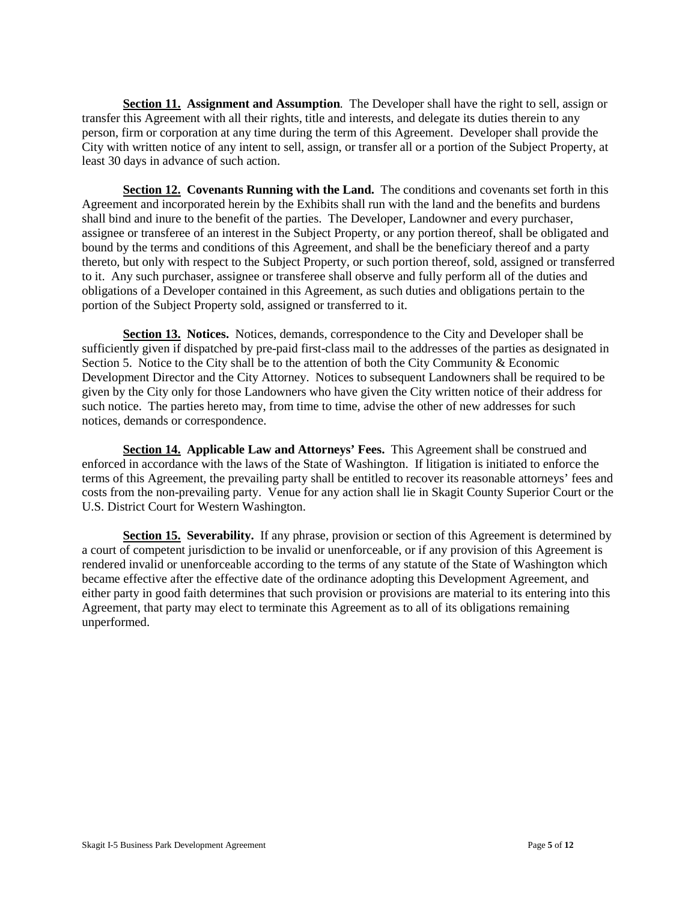**Section 11. Assignment and Assumption**. The Developer shall have the right to sell, assign or transfer this Agreement with all their rights, title and interests, and delegate its duties therein to any person, firm or corporation at any time during the term of this Agreement. Developer shall provide the City with written notice of any intent to sell, assign, or transfer all or a portion of the Subject Property, at least 30 days in advance of such action.

**Section 12. Covenants Running with the Land.** The conditions and covenants set forth in this Agreement and incorporated herein by the Exhibits shall run with the land and the benefits and burdens shall bind and inure to the benefit of the parties. The Developer, Landowner and every purchaser, assignee or transferee of an interest in the Subject Property, or any portion thereof, shall be obligated and bound by the terms and conditions of this Agreement, and shall be the beneficiary thereof and a party thereto, but only with respect to the Subject Property, or such portion thereof, sold, assigned or transferred to it. Any such purchaser, assignee or transferee shall observe and fully perform all of the duties and obligations of a Developer contained in this Agreement, as such duties and obligations pertain to the portion of the Subject Property sold, assigned or transferred to it.

**Section 13. Notices.** Notices, demands, correspondence to the City and Developer shall be sufficiently given if dispatched by pre-paid first-class mail to the addresses of the parties as designated in Section 5. Notice to the City shall be to the attention of both the City Community & Economic Development Director and the City Attorney. Notices to subsequent Landowners shall be required to be given by the City only for those Landowners who have given the City written notice of their address for such notice. The parties hereto may, from time to time, advise the other of new addresses for such notices, demands or correspondence.

**Section 14. Applicable Law and Attorneys' Fees.** This Agreement shall be construed and enforced in accordance with the laws of the State of Washington. If litigation is initiated to enforce the terms of this Agreement, the prevailing party shall be entitled to recover its reasonable attorneys' fees and costs from the non-prevailing party. Venue for any action shall lie in Skagit County Superior Court or the U.S. District Court for Western Washington.

**Section 15. Severability.** If any phrase, provision or section of this Agreement is determined by a court of competent jurisdiction to be invalid or unenforceable, or if any provision of this Agreement is rendered invalid or unenforceable according to the terms of any statute of the State of Washington which became effective after the effective date of the ordinance adopting this Development Agreement, and either party in good faith determines that such provision or provisions are material to its entering into this Agreement, that party may elect to terminate this Agreement as to all of its obligations remaining unperformed.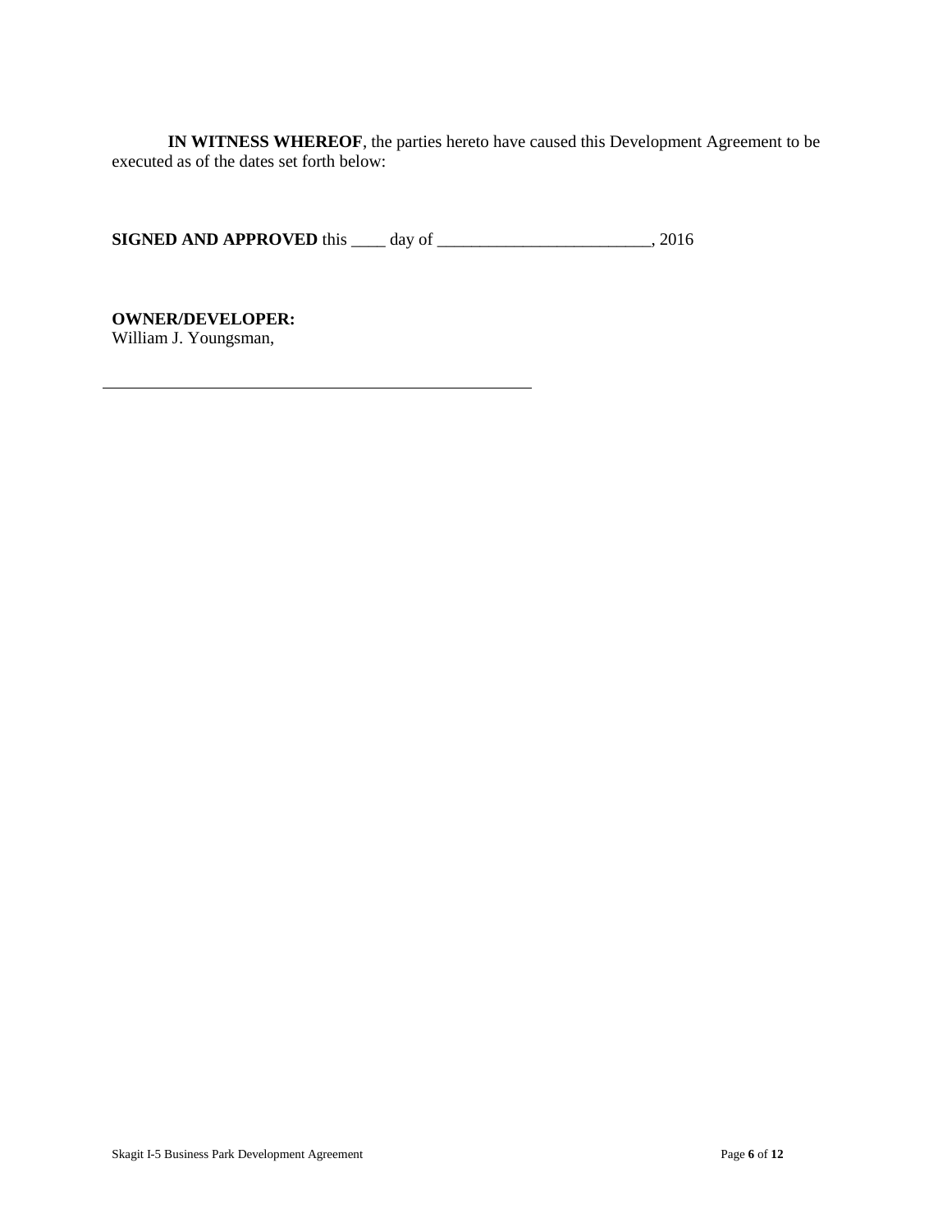**IN WITNESS WHEREOF**, the parties hereto have caused this Development Agreement to be executed as of the dates set forth below:

**SIGNED AND APPROVED** this ____ day of _________________________, 2016

**OWNER/DEVELOPER:**
William J. Youngsman,

\_\_\_\_\_\_\_\_\_\_\_\_\_\_\_\_\_\_\_\_\_\_\_\_\_\_\_\_\_\_\_\_\_\_\_\_\_\_\_\_\_\_\_\_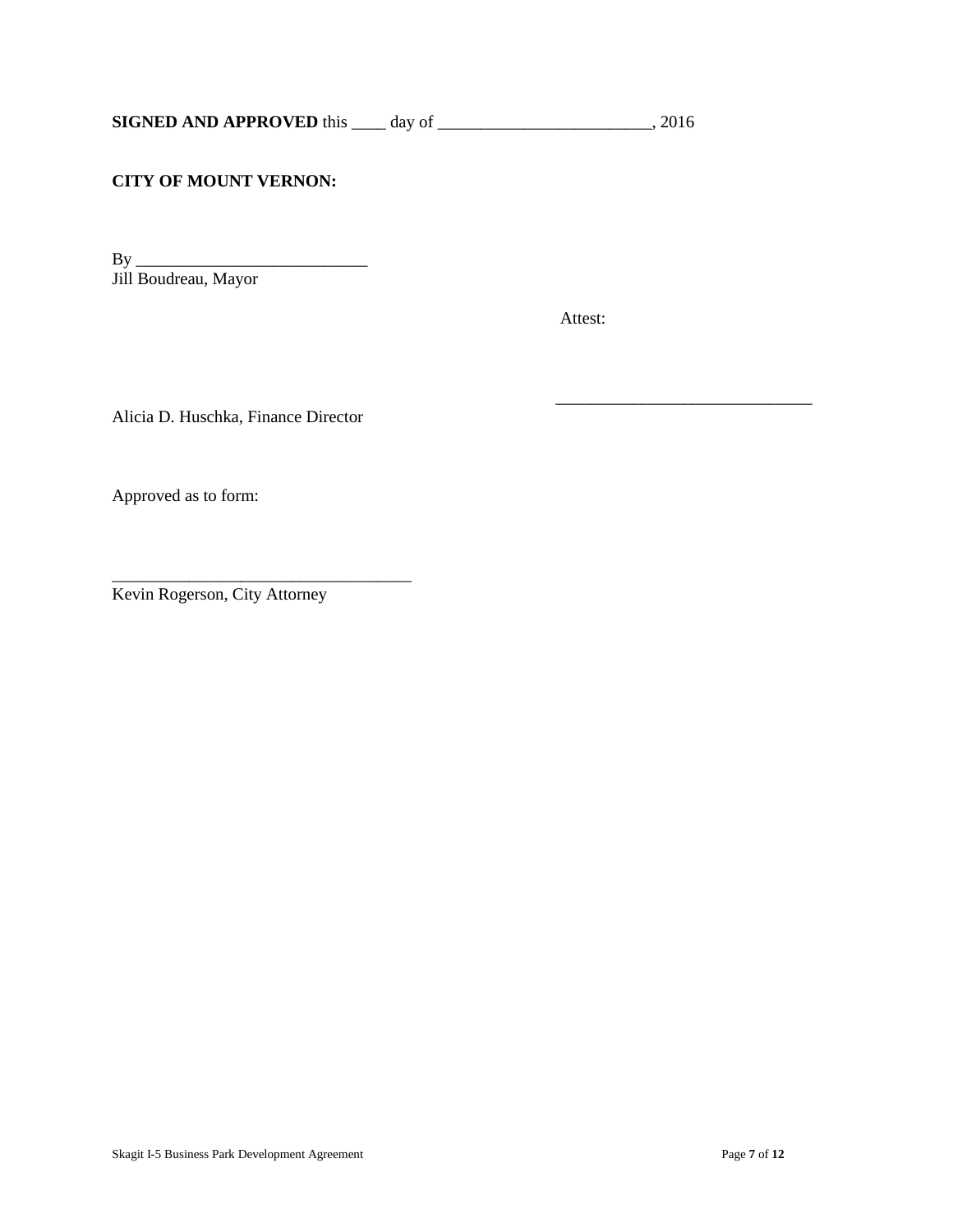**SIGNED AND APPROVED** this ____ day of _________________________, 2016

**CITY OF MOUNT VERNON:**

By ___________________________
Jill Boudreau, Mayor

Attest:

______________________________
Alicia D. Huschka, Finance Director

Approved as to form:

___________________________________
Kevin Rogerson, City Attorney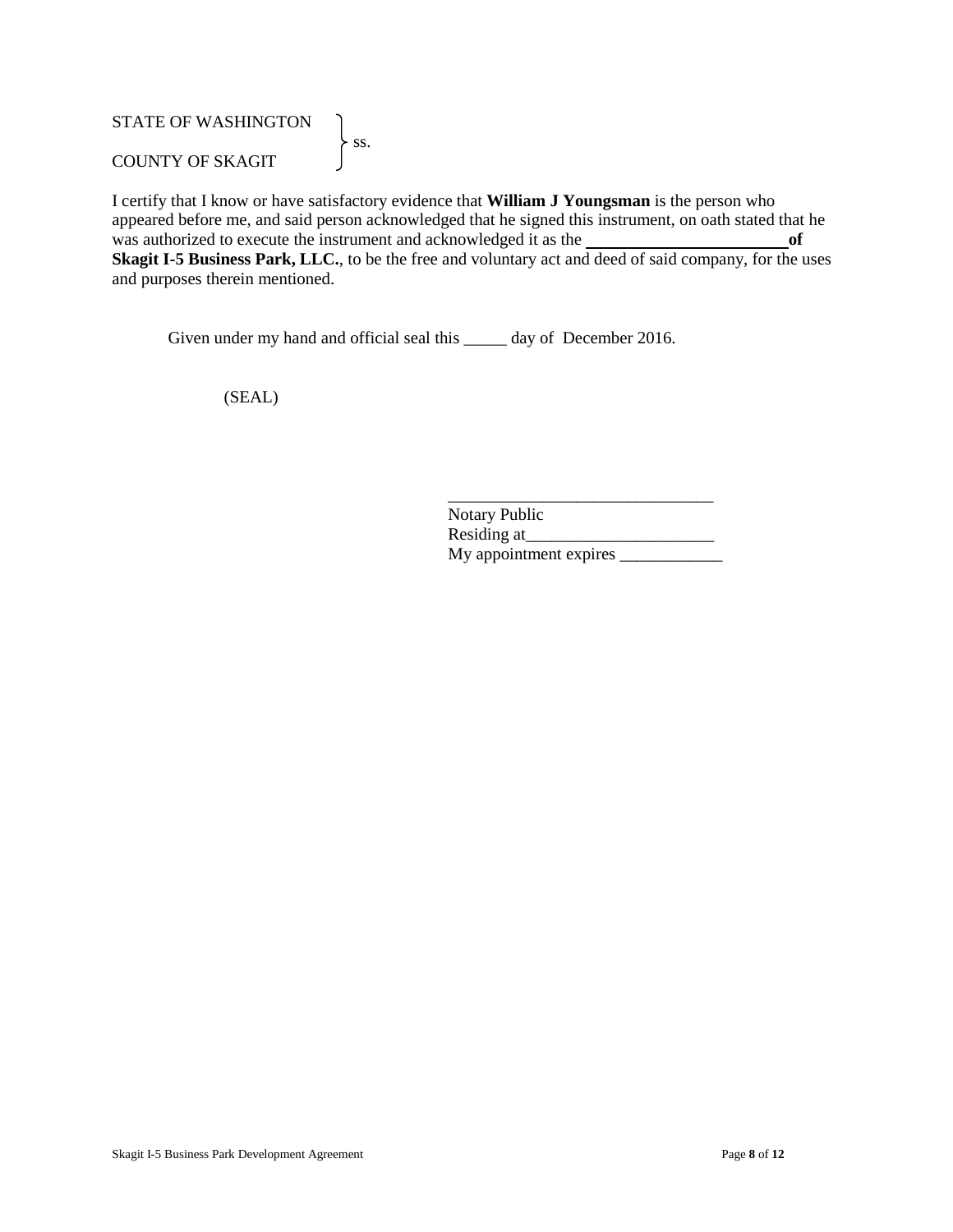STATE OF WASHINGTON } ss.
COUNTY OF SKAGIT

I certify that I know or have satisfactory evidence that **William J Youngsman** is the person who appeared before me, and said person acknowledged that he signed this instrument, on oath stated that he was authorized to execute the instrument and acknowledged it as the ________________________ **of Skagit I-5 Business Park, LLC.**, to be the free and voluntary act and deed of said company, for the uses and purposes therein mentioned.

Given under my hand and official seal this _____ day of December 2016.

(SEAL)

_______________________________
Notary Public
Residing at______________________
My appointment expires ____________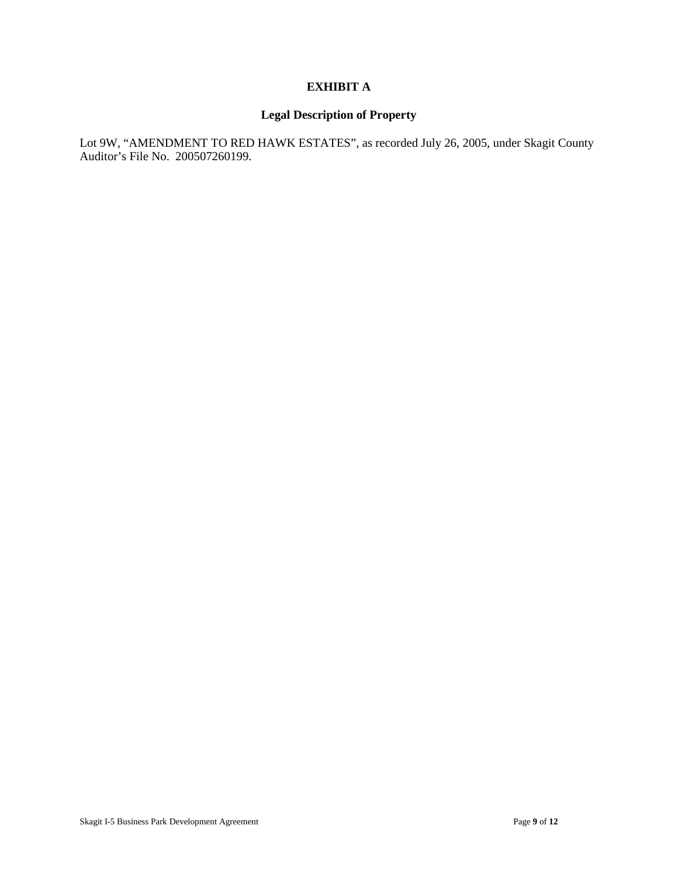# EXHIBIT A

## Legal Description of Property

Lot 9W, "AMENDMENT TO RED HAWK ESTATES", as recorded July 26, 2005, under Skagit County Auditor's File No. 200507260199.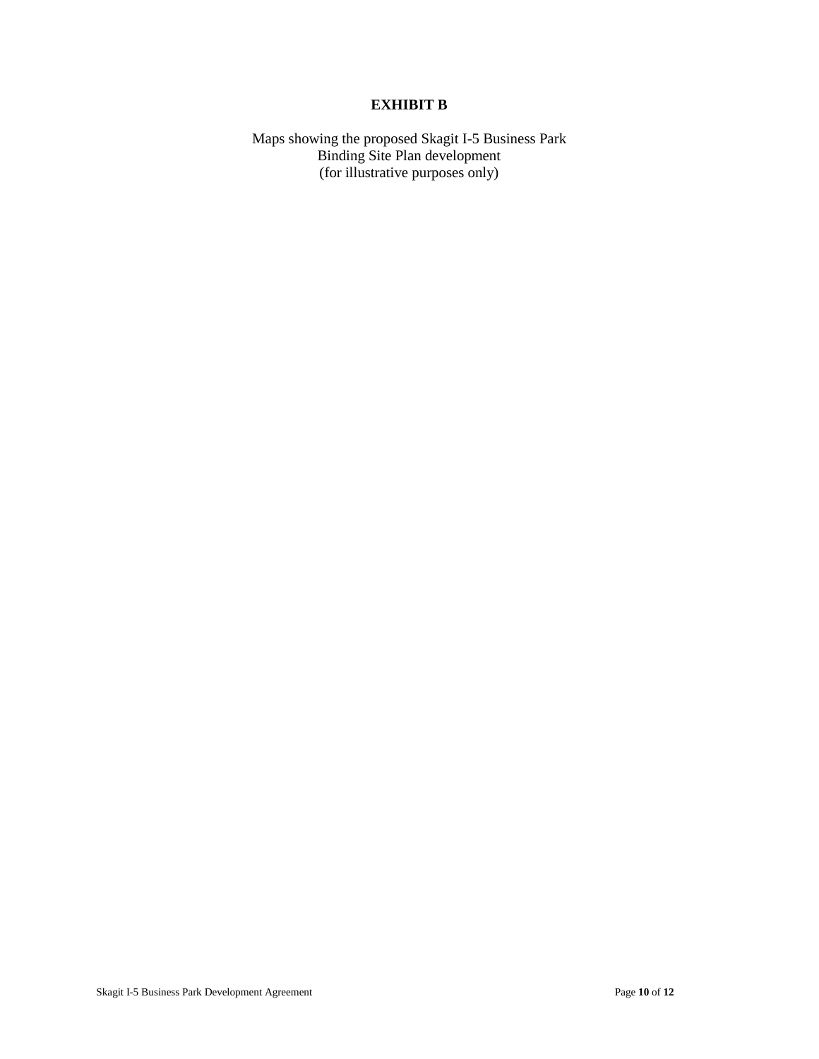# EXHIBIT B

Maps showing the proposed Skagit I-5 Business Park
Binding Site Plan development
(for illustrative purposes only)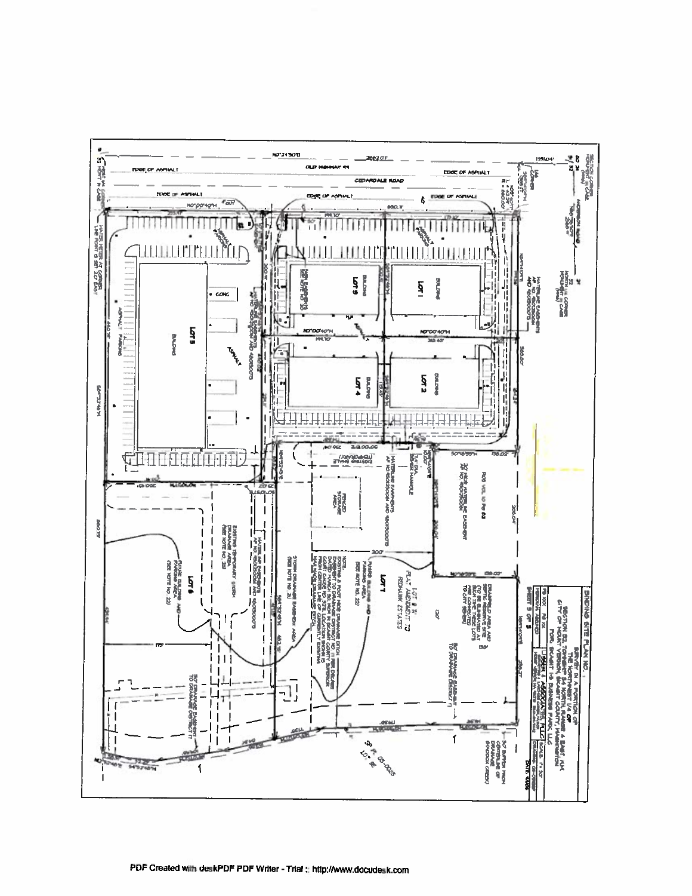BINDING SITE PLAN NO.

SURVEY IN A PORTION OF
THE NORTHWEST 1/4 OF
SECTION 32, TOWNSHIP 34 NORTH, RANGE 4 EAST, W.M.
CITY OF MOUNT VERNON, SKAGIT COUNTY, WASHINGTON

FOR: SKAGIT HIGHLANDS PARK, LLC

SHEET 3 OF 3

LOT 1

LOT 2

LOT 3

LOT 4

LOT 5

LOT 6

LOT 7

LOT 9

OLD HIGHWAY 99

CEDARDALE ROAD

EDGE OF ASPHALT

BUILDING

ASPHALT PARKING

FENCED STORAGE AREA

FUTURE BUILDING AND PARKING AREA (SEE NOTE NO. 22)

EXISTING TEMPORARY STORM DRAINAGE AREA (SEE NOTE NO. 23)

STORM DRAINAGE EASEMENT AREA (SEE NOTE NO. 21)

WATERLINE EASEMENTS AF NO. 200204000 AND 200300073

20' WIDE WATERLINE EASEMENT AF NO. 200207000

DRAINFIELD AREA AND SEPTIC RESERVE AREA (TO BE ELIMINATED AT SUCH TIME THESE LOTS ARE CONNECTED TO CITY SEWER)

50' DRAINAGE EASEMENT TO DRAINAGE DISTRICT 17

50' BUFFER FROM CENTERLINE OF DRAINAGE (MADDOX CREEK)

LOT 8 IN PLAT AMENDMENT TO REDHAWK ESTATES

NOTE: EXISTING 8 FOOT WIDE DRAINAGE DITCH EASEMENT PER DRAINAGE DISTRICT NO. 17, NOT IN SKAGIT COUNTY SUPERIOR COURT CAUSE NO. 7675, DATED MARCH 30, 1906. LOCATION SHOWN IS FROM CENTER LINE OF CURRENTLY EXISTING MAN MADE DRAINAGE DITCH.

WATER METER AT CORNER LINE POINT IS SET 2.0' EAST

SECTION CORNER MONUMENT IN CASE

1/4 CORNER

NORTH 1/4 CORNER MONUMENT IN CASE

ANDERSON ROAD

N0°24'30"E 2662.07' 1331.04'

N0°00'40"W

S89°32'46"W

ROS VOL. 10 PG. 82

SP PF 05-0025 LOT 86

SCALE: 1" = 50'

DATE: 4/05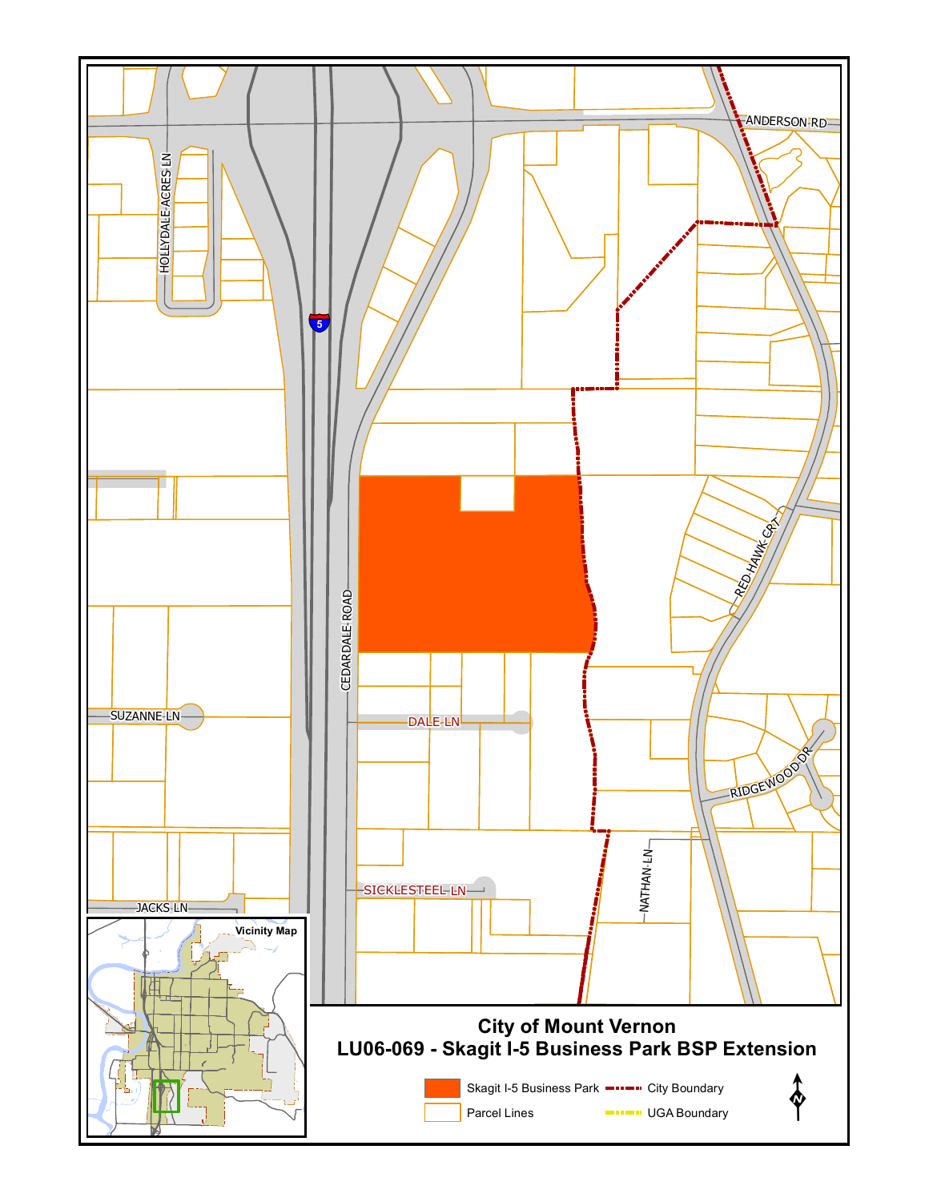# City of Mount Vernon

## LU06-069 - Skagit I-5 Business Park BSP Extension

- Skagit I-5 Business Park
- Parcel Lines
- City Boundary
- UGA Boundary

Vicinity Map

ANDERSON RD

HOLLYDALE ACRES LN

CEDARDALE ROAD

RED HAWK CRT

SUZANNE LN

DALE LN

RIDGEWOOD DR

NATHAN LN

SICKLESTEEL LN

JACKS LN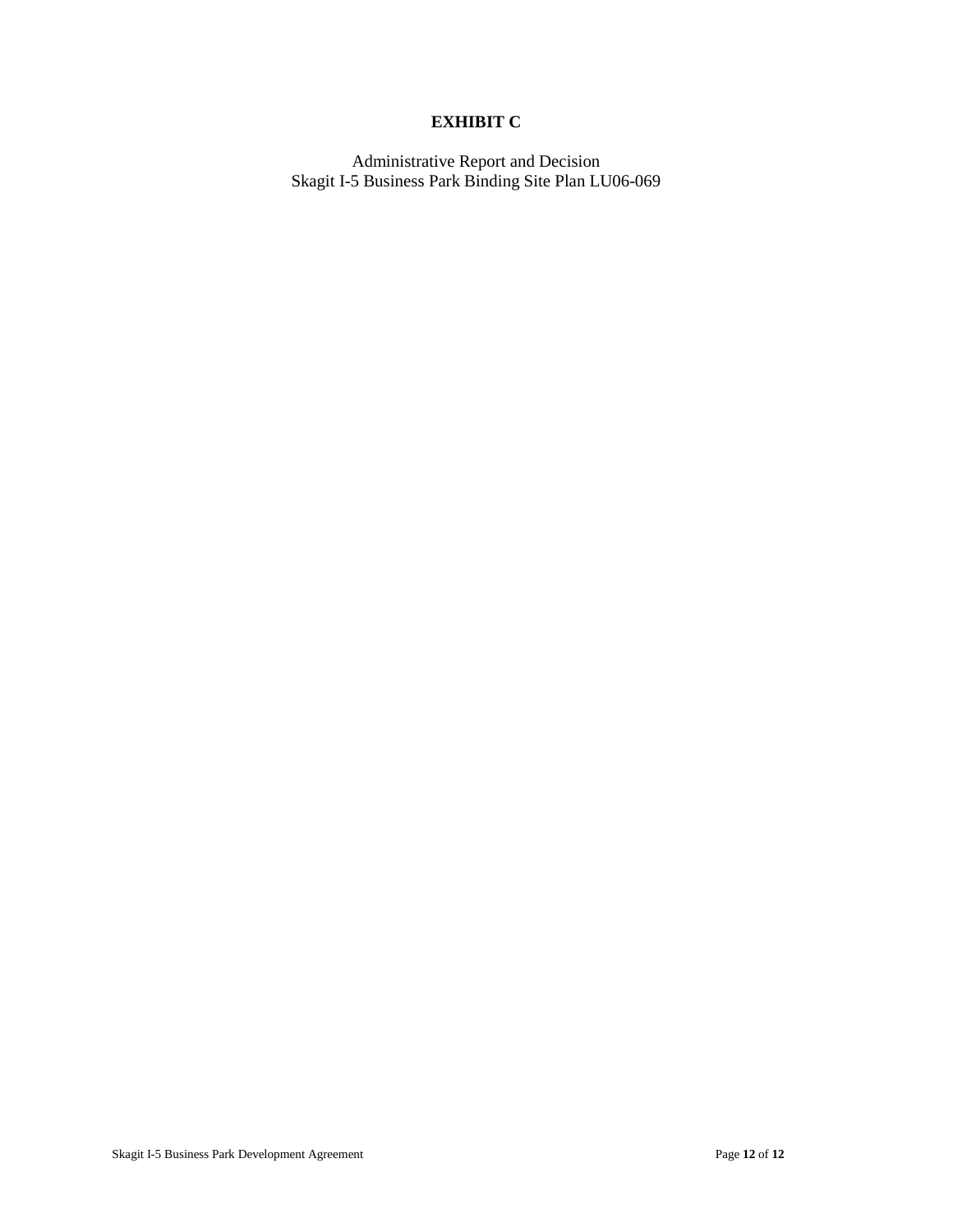# EXHIBIT C

Administrative Report and Decision
Skagit I-5 Business Park Binding Site Plan LU06-069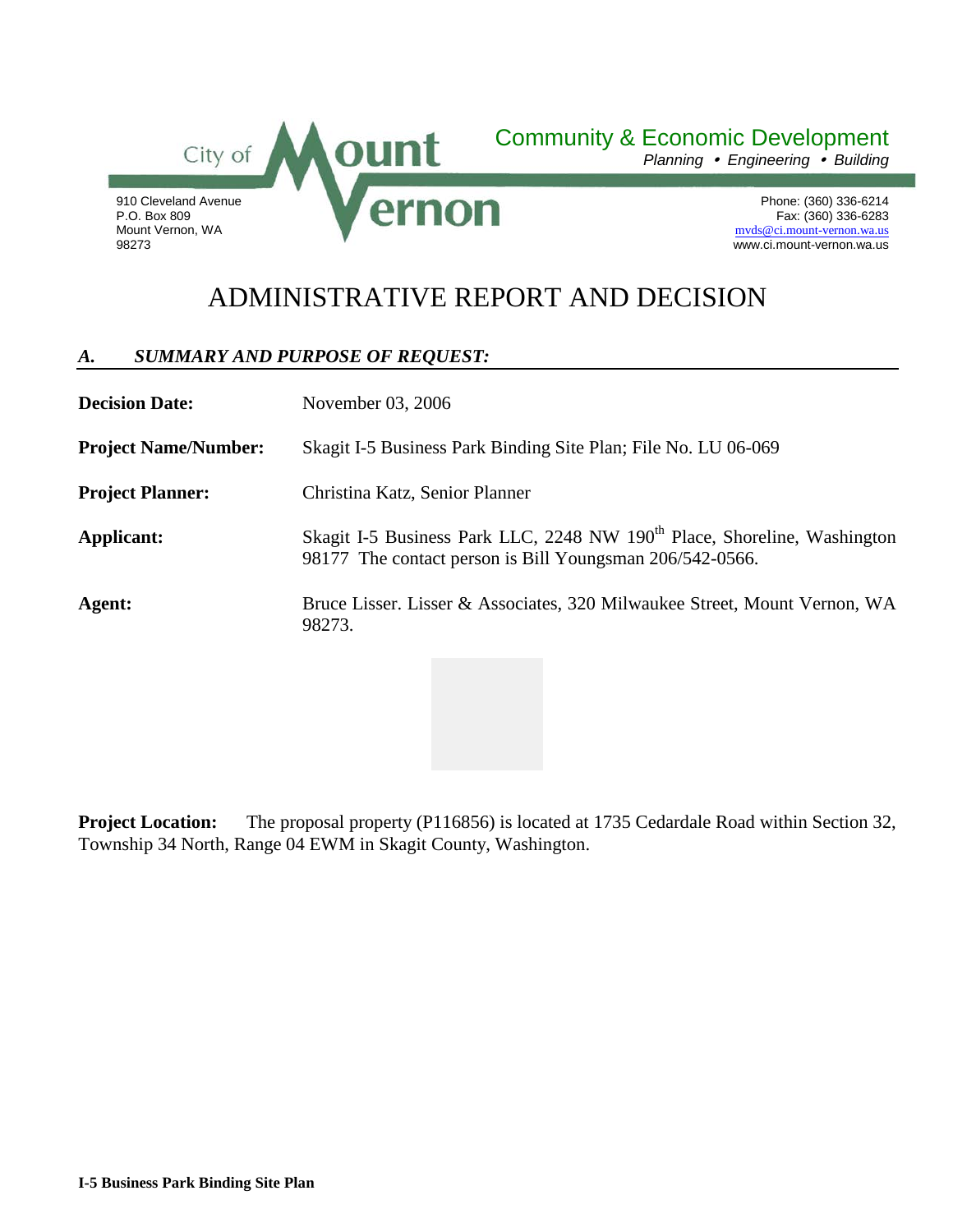City of Mount Vernon

**Community & Economic Development**
*Planning • Engineering • Building*

910 Cleveland Avenue
P.O. Box 809
Mount Vernon, WA
98273

Phone: (360) 336-6214
Fax: (360) 336-6283
mvds@ci.mount-vernon.wa.us
www.ci.mount-vernon.wa.us

# ADMINISTRATIVE REPORT AND DECISION

## *A. SUMMARY AND PURPOSE OF REQUEST:*

**Decision Date:** November 03, 2006

**Project Name/Number:** Skagit I-5 Business Park Binding Site Plan; File No. LU 06-069

**Project Planner:** Christina Katz, Senior Planner

**Applicant:** Skagit I-5 Business Park LLC, 2248 NW 190th Place, Shoreline, Washington 98177 The contact person is Bill Youngsman 206/542-0566.

**Agent:** Bruce Lisser. Lisser & Associates, 320 Milwaukee Street, Mount Vernon, WA 98273.

**Project Location:** The proposal property (P116856) is located at 1735 Cedardale Road within Section 32, Township 34 North, Range 04 EWM in Skagit County, Washington.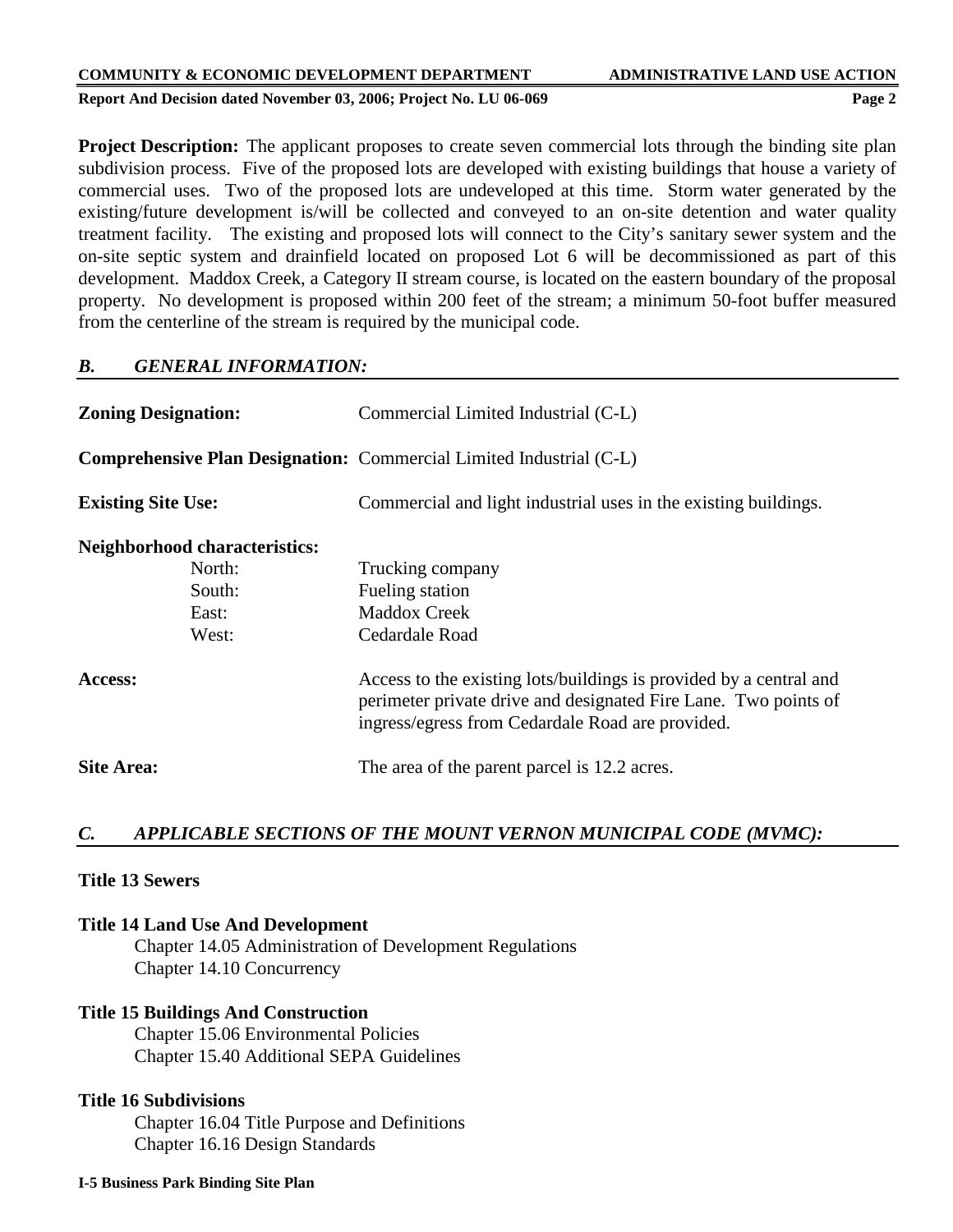**Project Description:** The applicant proposes to create seven commercial lots through the binding site plan subdivision process. Five of the proposed lots are developed with existing buildings that house a variety of commercial uses. Two of the proposed lots are undeveloped at this time. Storm water generated by the existing/future development is/will be collected and conveyed to an on-site detention and water quality treatment facility. The existing and proposed lots will connect to the City's sanitary sewer system and the on-site septic system and drainfield located on proposed Lot 6 will be decommissioned as part of this development. Maddox Creek, a Category II stream course, is located on the eastern boundary of the proposal property. No development is proposed within 200 feet of the stream; a minimum 50-foot buffer measured from the centerline of the stream is required by the municipal code.

## *B. GENERAL INFORMATION:*

**Zoning Designation:** Commercial Limited Industrial (C-L)

**Comprehensive Plan Designation:** Commercial Limited Industrial (C-L)

**Existing Site Use:** Commercial and light industrial uses in the existing buildings.

**Neighborhood characteristics:**

- North: Trucking company
- South: Fueling station
- East: Maddox Creek
- West: Cedardale Road

**Access:** Access to the existing lots/buildings is provided by a central and perimeter private drive and designated Fire Lane. Two points of ingress/egress from Cedardale Road are provided.

**Site Area:** The area of the parent parcel is 12.2 acres.

## *C. APPLICABLE SECTIONS OF THE MOUNT VERNON MUNICIPAL CODE (MVMC):*

**Title 13 Sewers**

**Title 14 Land Use And Development**

- Chapter 14.05 Administration of Development Regulations
- Chapter 14.10 Concurrency

**Title 15 Buildings And Construction**

- Chapter 15.06 Environmental Policies
- Chapter 15.40 Additional SEPA Guidelines

**Title 16 Subdivisions**

- Chapter 16.04 Title Purpose and Definitions
- Chapter 16.16 Design Standards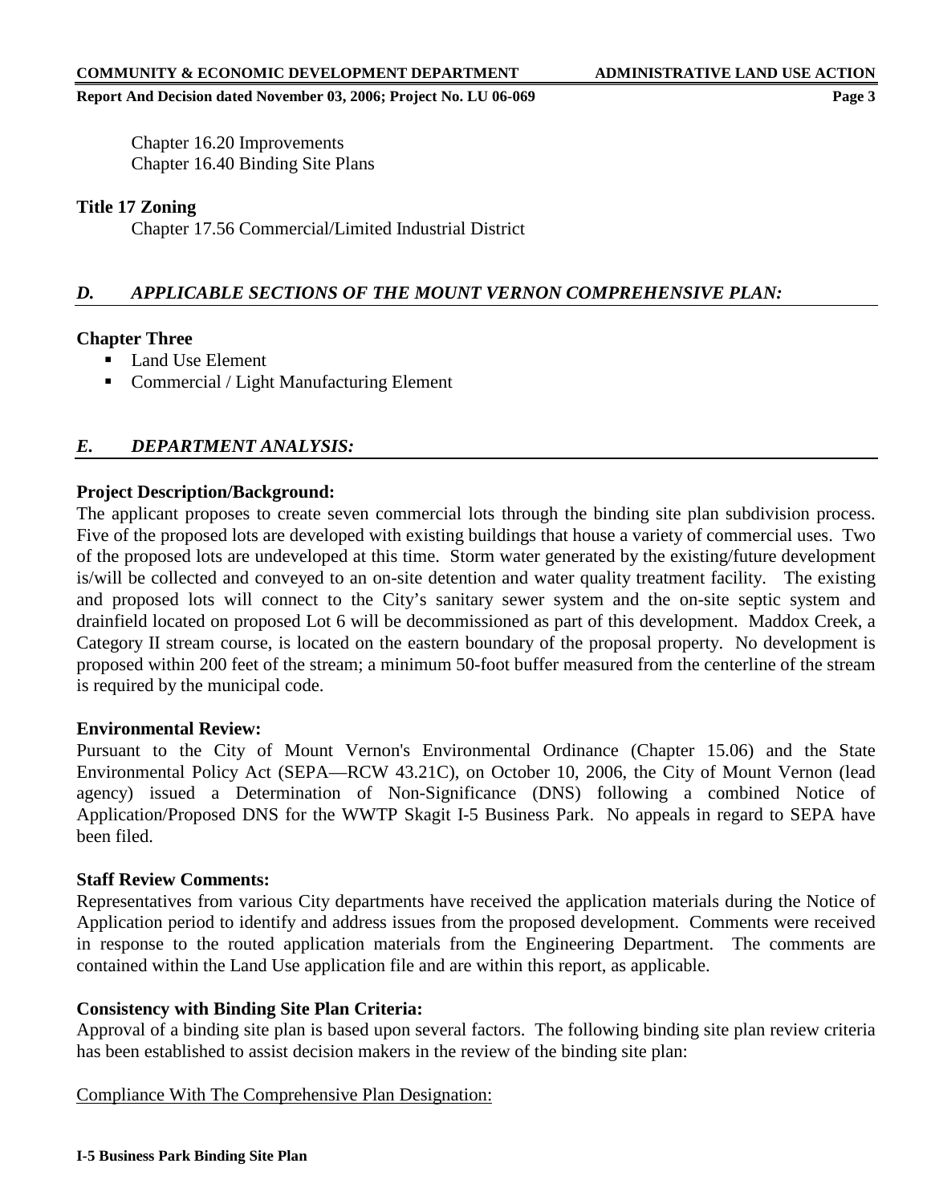Chapter 16.20 Improvements
Chapter 16.40 Binding Site Plans

**Title 17 Zoning**

Chapter 17.56 Commercial/Limited Industrial District

## *D. APPLICABLE SECTIONS OF THE MOUNT VERNON COMPREHENSIVE PLAN:*

**Chapter Three**

- Land Use Element
- Commercial / Light Manufacturing Element

## *E. DEPARTMENT ANALYSIS:*

**Project Description/Background:**

The applicant proposes to create seven commercial lots through the binding site plan subdivision process. Five of the proposed lots are developed with existing buildings that house a variety of commercial uses. Two of the proposed lots are undeveloped at this time. Storm water generated by the existing/future development is/will be collected and conveyed to an on-site detention and water quality treatment facility. The existing and proposed lots will connect to the City's sanitary sewer system and the on-site septic system and drainfield located on proposed Lot 6 will be decommissioned as part of this development. Maddox Creek, a Category II stream course, is located on the eastern boundary of the proposal property. No development is proposed within 200 feet of the stream; a minimum 50-foot buffer measured from the centerline of the stream is required by the municipal code.

**Environmental Review:**

Pursuant to the City of Mount Vernon's Environmental Ordinance (Chapter 15.06) and the State Environmental Policy Act (SEPA—RCW 43.21C), on October 10, 2006, the City of Mount Vernon (lead agency) issued a Determination of Non-Significance (DNS) following a combined Notice of Application/Proposed DNS for the WWTP Skagit I-5 Business Park. No appeals in regard to SEPA have been filed.

**Staff Review Comments:**

Representatives from various City departments have received the application materials during the Notice of Application period to identify and address issues from the proposed development. Comments were received in response to the routed application materials from the Engineering Department. The comments are contained within the Land Use application file and are within this report, as applicable.

**Consistency with Binding Site Plan Criteria:**

Approval of a binding site plan is based upon several factors. The following binding site plan review criteria has been established to assist decision makers in the review of the binding site plan:

<u>Compliance With The Comprehensive Plan Designation:</u>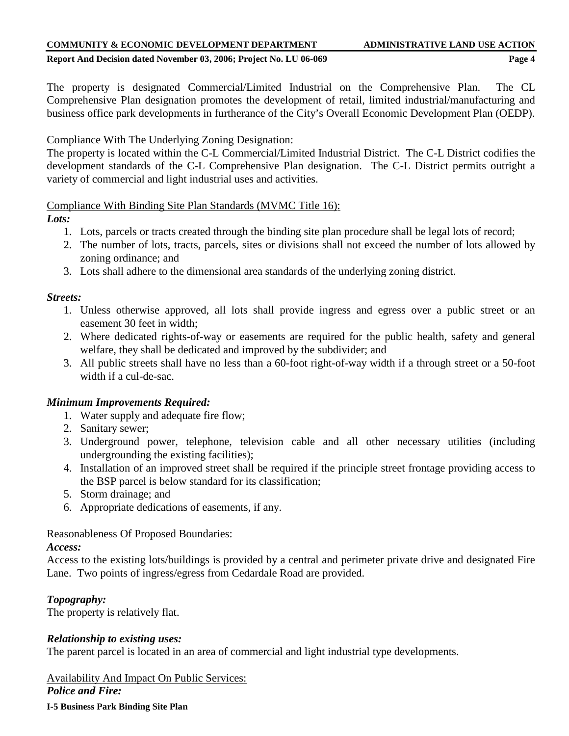The property is designated Commercial/Limited Industrial on the Comprehensive Plan. The CL Comprehensive Plan designation promotes the development of retail, limited industrial/manufacturing and business office park developments in furtherance of the City's Overall Economic Development Plan (OEDP).

<u>Compliance With The Underlying Zoning Designation:</u>
The property is located within the C-L Commercial/Limited Industrial District. The C-L District codifies the development standards of the C-L Comprehensive Plan designation. The C-L District permits outright a variety of commercial and light industrial uses and activities.

<u>Compliance With Binding Site Plan Standards (MVMC Title 16):</u>

***Lots:***

1. Lots, parcels or tracts created through the binding site plan procedure shall be legal lots of record;
2. The number of lots, tracts, parcels, sites or divisions shall not exceed the number of lots allowed by zoning ordinance; and
3. Lots shall adhere to the dimensional area standards of the underlying zoning district.

***Streets:***

1. Unless otherwise approved, all lots shall provide ingress and egress over a public street or an easement 30 feet in width;
2. Where dedicated rights-of-way or easements are required for the public health, safety and general welfare, they shall be dedicated and improved by the subdivider; and
3. All public streets shall have no less than a 60-foot right-of-way width if a through street or a 50-foot width if a cul-de-sac.

***Minimum Improvements Required:***

1. Water supply and adequate fire flow;
2. Sanitary sewer;
3. Underground power, telephone, television cable and all other necessary utilities (including undergrounding the existing facilities);
4. Installation of an improved street shall be required if the principle street frontage providing access to the BSP parcel is below standard for its classification;
5. Storm drainage; and
6. Appropriate dedications of easements, if any.

<u>Reasonableness Of Proposed Boundaries:</u>

***Access:***
Access to the existing lots/buildings is provided by a central and perimeter private drive and designated Fire Lane. Two points of ingress/egress from Cedardale Road are provided.

***Topography:***
The property is relatively flat.

***Relationship to existing uses:***
The parent parcel is located in an area of commercial and light industrial type developments.

<u>Availability And Impact On Public Services:</u>

***Police and Fire:***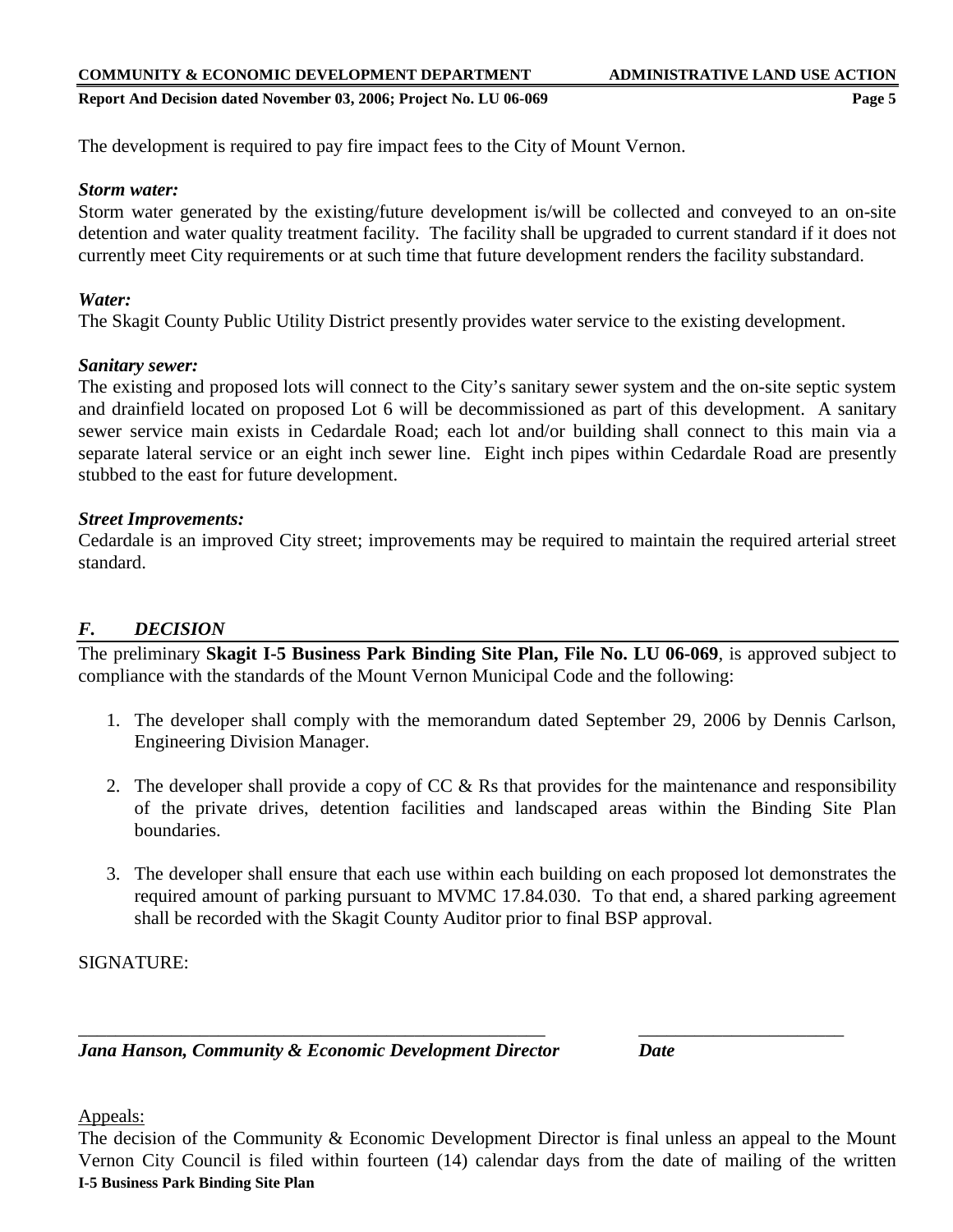The development is required to pay fire impact fees to the City of Mount Vernon.

***Storm water:***
Storm water generated by the existing/future development is/will be collected and conveyed to an on-site detention and water quality treatment facility. The facility shall be upgraded to current standard if it does not currently meet City requirements or at such time that future development renders the facility substandard.

***Water:***
The Skagit County Public Utility District presently provides water service to the existing development.

***Sanitary sewer:***
The existing and proposed lots will connect to the City's sanitary sewer system and the on-site septic system and drainfield located on proposed Lot 6 will be decommissioned as part of this development. A sanitary sewer service main exists in Cedardale Road; each lot and/or building shall connect to this main via a separate lateral service or an eight inch sewer line. Eight inch pipes within Cedardale Road are presently stubbed to the east for future development.

***Street Improvements:***
Cedardale is an improved City street; improvements may be required to maintain the required arterial street standard.

## *F. DECISION*

The preliminary **Skagit I-5 Business Park Binding Site Plan, File No. LU 06-069**, is approved subject to compliance with the standards of the Mount Vernon Municipal Code and the following:

1. The developer shall comply with the memorandum dated September 29, 2006 by Dennis Carlson, Engineering Division Manager.

2. The developer shall provide a copy of CC & Rs that provides for the maintenance and responsibility of the private drives, detention facilities and landscaped areas within the Binding Site Plan boundaries.

3. The developer shall ensure that each use within each building on each proposed lot demonstrates the required amount of parking pursuant to MVMC 17.84.030. To that end, a shared parking agreement shall be recorded with the Skagit County Auditor prior to final BSP approval.

SIGNATURE:

\_\_\_\_\_\_\_\_\_\_\_\_\_\_\_\_\_\_\_\_\_\_\_\_\_\_\_\_\_\_\_\_\_\_\_\_\_\_\_\_\_\_\_\_\_\_\_\_ \_\_\_\_\_\_\_\_\_\_\_\_\_\_\_\_\_\_\_\_\_\_\_

***Jana Hanson, Community & Economic Development Director*** ***Date***

Appeals:
The decision of the Community & Economic Development Director is final unless an appeal to the Mount Vernon City Council is filed within fourteen (14) calendar days from the date of mailing of the written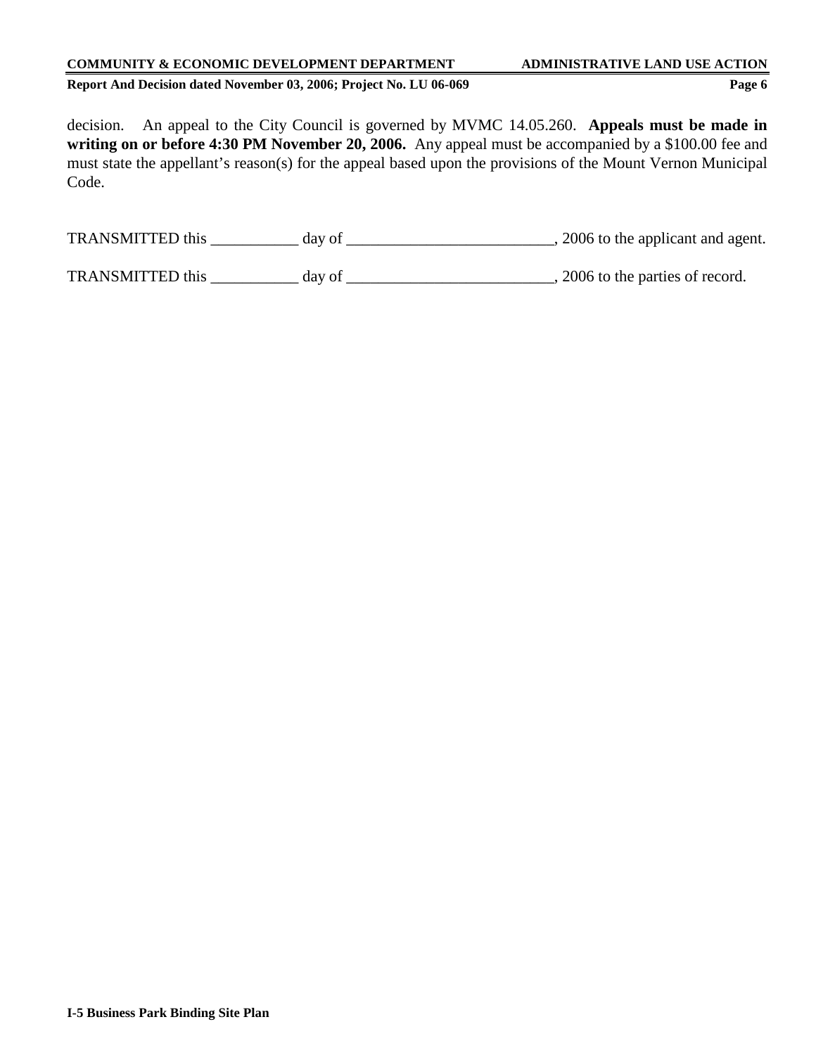decision. An appeal to the City Council is governed by MVMC 14.05.260. **Appeals must be made in writing on or before 4:30 PM November 20, 2006.** Any appeal must be accompanied by a $100.00 fee and must state the appellant's reason(s) for the appeal based upon the provisions of the Mount Vernon Municipal Code.

TRANSMITTED this ___________ day of __________________________, 2006 to the applicant and agent.

TRANSMITTED this ___________ day of __________________________, 2006 to the parties of record.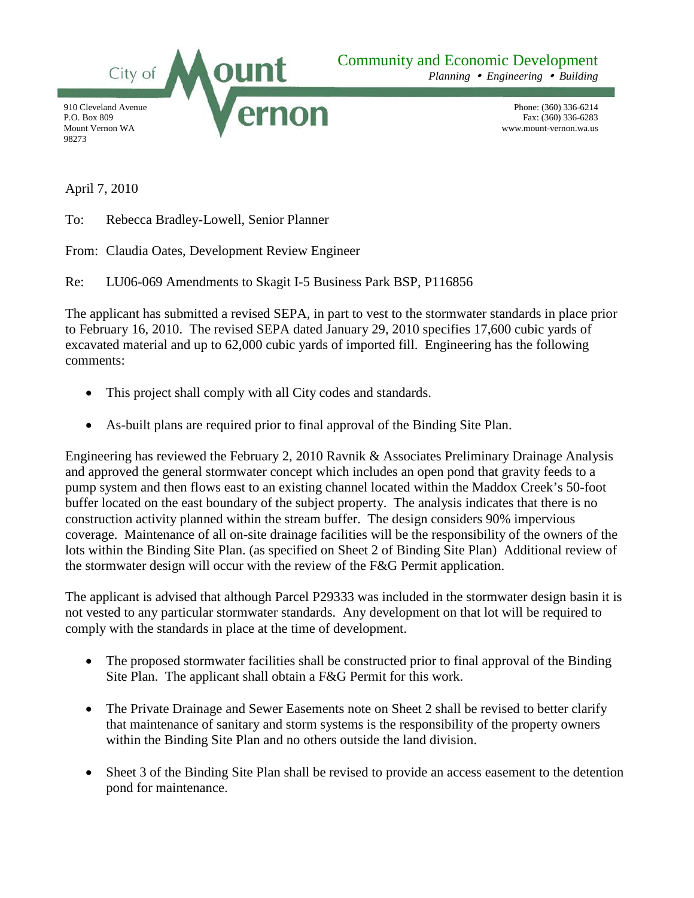City of Mount Vernon

Community and Economic Development
*Planning • Engineering • Building*

910 Cleveland Avenue
P.O. Box 809
Mount Vernon WA
98273

Phone: (360) 336-6214
Fax: (360) 336-6283
www.mount-vernon.wa.us

April 7, 2010

To: Rebecca Bradley-Lowell, Senior Planner

From: Claudia Oates, Development Review Engineer

Re: LU06-069 Amendments to Skagit I-5 Business Park BSP, P116856

The applicant has submitted a revised SEPA, in part to vest to the stormwater standards in place prior to February 16, 2010. The revised SEPA dated January 29, 2010 specifies 17,600 cubic yards of excavated material and up to 62,000 cubic yards of imported fill. Engineering has the following comments:

- This project shall comply with all City codes and standards.
- As-built plans are required prior to final approval of the Binding Site Plan.

Engineering has reviewed the February 2, 2010 Ravnik & Associates Preliminary Drainage Analysis and approved the general stormwater concept which includes an open pond that gravity feeds to a pump system and then flows east to an existing channel located within the Maddox Creek's 50-foot buffer located on the east boundary of the subject property. The analysis indicates that there is no construction activity planned within the stream buffer. The design considers 90% impervious coverage. Maintenance of all on-site drainage facilities will be the responsibility of the owners of the lots within the Binding Site Plan. (as specified on Sheet 2 of Binding Site Plan) Additional review of the stormwater design will occur with the review of the F&G Permit application.

The applicant is advised that although Parcel P29333 was included in the stormwater design basin it is not vested to any particular stormwater standards. Any development on that lot will be required to comply with the standards in place at the time of development.

- The proposed stormwater facilities shall be constructed prior to final approval of the Binding Site Plan. The applicant shall obtain a F&G Permit for this work.
- The Private Drainage and Sewer Easements note on Sheet 2 shall be revised to better clarify that maintenance of sanitary and storm systems is the responsibility of the property owners within the Binding Site Plan and no others outside the land division.
- Sheet 3 of the Binding Site Plan shall be revised to provide an access easement to the detention pond for maintenance.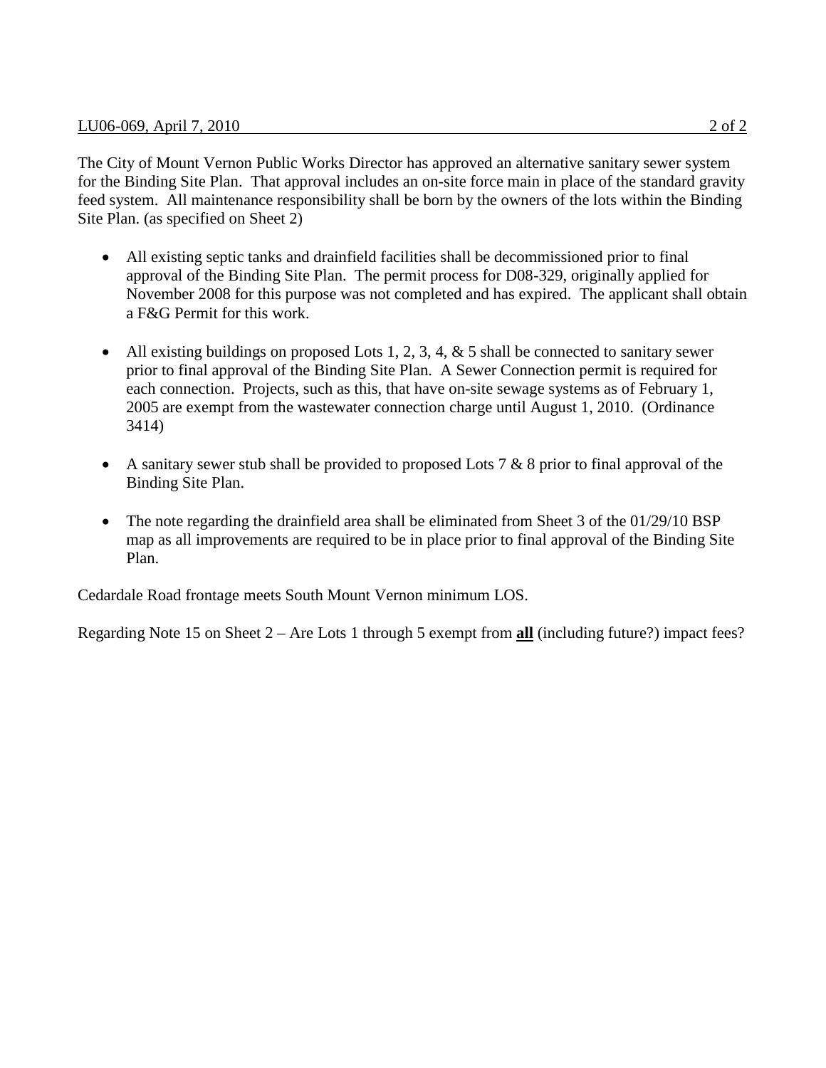The City of Mount Vernon Public Works Director has approved an alternative sanitary sewer system for the Binding Site Plan. That approval includes an on-site force main in place of the standard gravity feed system. All maintenance responsibility shall be born by the owners of the lots within the Binding Site Plan. (as specified on Sheet 2)

- All existing septic tanks and drainfield facilities shall be decommissioned prior to final approval of the Binding Site Plan. The permit process for D08-329, originally applied for November 2008 for this purpose was not completed and has expired. The applicant shall obtain a F&G Permit for this work.

- All existing buildings on proposed Lots 1, 2, 3, 4, & 5 shall be connected to sanitary sewer prior to final approval of the Binding Site Plan. A Sewer Connection permit is required for each connection. Projects, such as this, that have on-site sewage systems as of February 1, 2005 are exempt from the wastewater connection charge until August 1, 2010. (Ordinance 3414)

- A sanitary sewer stub shall be provided to proposed Lots 7 & 8 prior to final approval of the Binding Site Plan.

- The note regarding the drainfield area shall be eliminated from Sheet 3 of the 01/29/10 BSP map as all improvements are required to be in place prior to final approval of the Binding Site Plan.

Cedardale Road frontage meets South Mount Vernon minimum LOS.

Regarding Note 15 on Sheet 2 – Are Lots 1 through 5 exempt from **all** (including future?) impact fees?